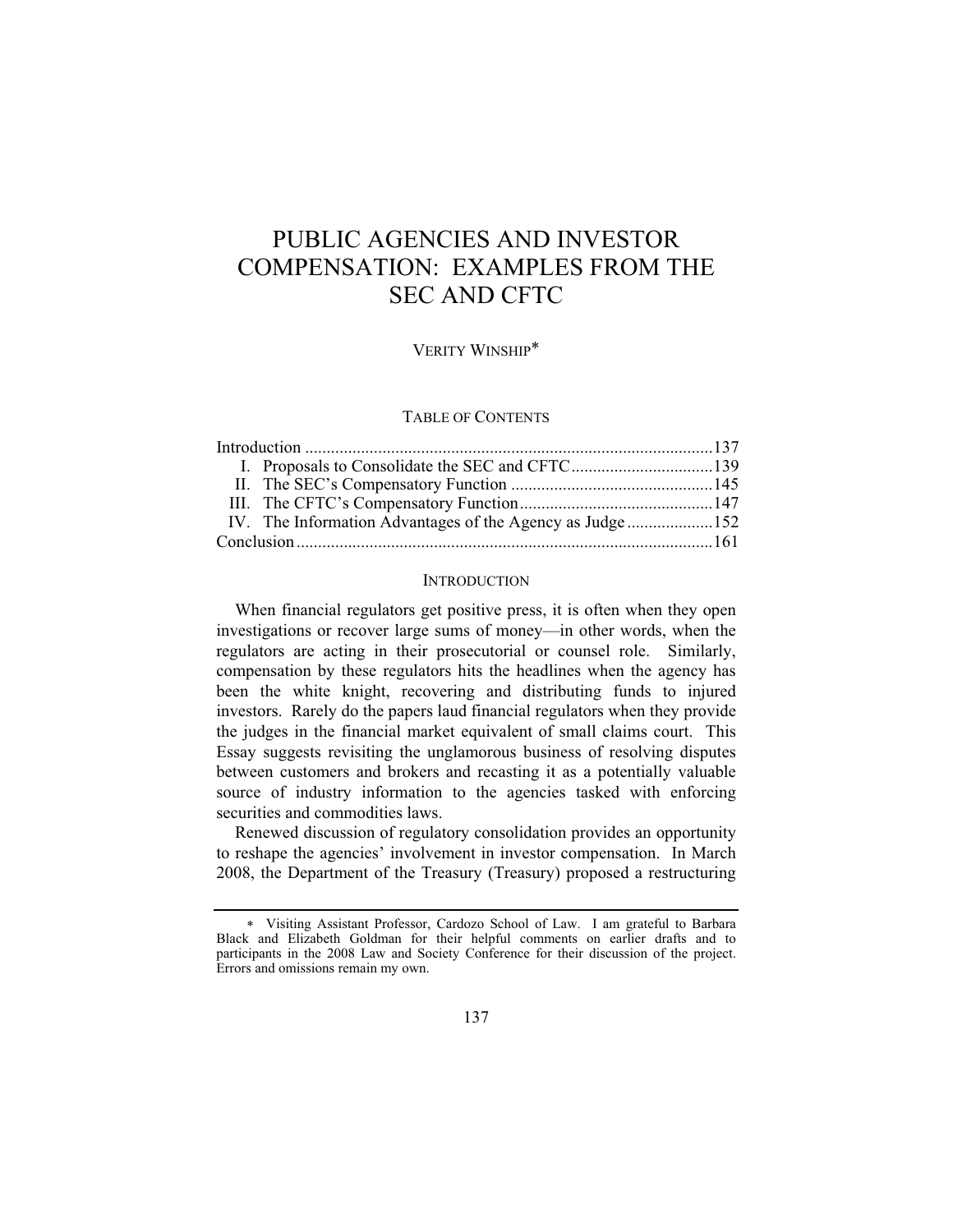# PUBLIC AGENCIES AND INVESTOR COMPENSATION: EXAMPLES FROM THE SEC AND CFTC

VERITY WINSHIP*

## TABLE OF CONTENTS

| | |
|---|---|
| Introduction | 137 |
| I. Proposals to Consolidate the SEC and CFTC | 139 |
| II. The SEC's Compensatory Function | 145 |
| III. The CFTC's Compensatory Function | 147 |
| IV. The Information Advantages of the Agency as Judge | 152 |
| Conclusion | 161 |

## INTRODUCTION

When financial regulators get positive press, it is often when they open investigations or recover large sums of money—in other words, when the regulators are acting in their prosecutorial or counsel role. Similarly, compensation by these regulators hits the headlines when the agency has been the white knight, recovering and distributing funds to injured investors. Rarely do the papers laud financial regulators when they provide the judges in the financial market equivalent of small claims court. This Essay suggests revisiting the unglamorous business of resolving disputes between customers and brokers and recasting it as a potentially valuable source of industry information to the agencies tasked with enforcing securities and commodities laws.

Renewed discussion of regulatory consolidation provides an opportunity to reshape the agencies' involvement in investor compensation. In March 2008, the Department of the Treasury (Treasury) proposed a restructuring

---

* Visiting Assistant Professor, Cardozo School of Law. I am grateful to Barbara Black and Elizabeth Goldman for their helpful comments on earlier drafts and to participants in the 2008 Law and Society Conference for their discussion of the project. Errors and omissions remain my own.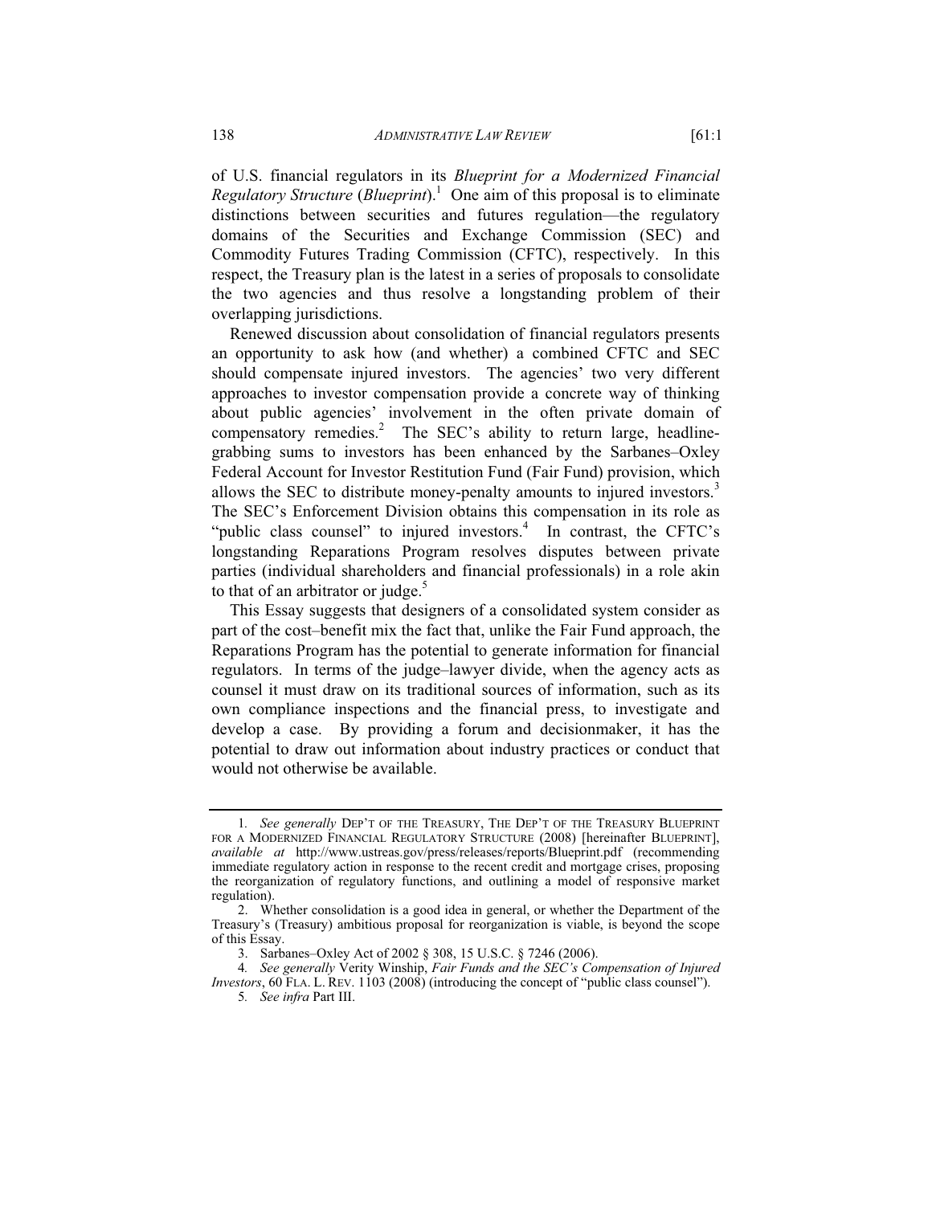of U.S. financial regulators in its *Blueprint for a Modernized Financial Regulatory Structure* (*Blueprint*).[1] One aim of this proposal is to eliminate distinctions between securities and futures regulation—the regulatory domains of the Securities and Exchange Commission (SEC) and Commodity Futures Trading Commission (CFTC), respectively. In this respect, the Treasury plan is the latest in a series of proposals to consolidate the two agencies and thus resolve a longstanding problem of their overlapping jurisdictions.

Renewed discussion about consolidation of financial regulators presents an opportunity to ask how (and whether) a combined CFTC and SEC should compensate injured investors. The agencies' two very different approaches to investor compensation provide a concrete way of thinking about public agencies' involvement in the often private domain of compensatory remedies.[2] The SEC's ability to return large, headline-grabbing sums to investors has been enhanced by the Sarbanes–Oxley Federal Account for Investor Restitution Fund (Fair Fund) provision, which allows the SEC to distribute money-penalty amounts to injured investors.[3] The SEC's Enforcement Division obtains this compensation in its role as "public class counsel" to injured investors.[4] In contrast, the CFTC's longstanding Reparations Program resolves disputes between private parties (individual shareholders and financial professionals) in a role akin to that of an arbitrator or judge.[5]

This Essay suggests that designers of a consolidated system consider as part of the cost–benefit mix the fact that, unlike the Fair Fund approach, the Reparations Program has the potential to generate information for financial regulators. In terms of the judge–lawyer divide, when the agency acts as counsel it must draw on its traditional sources of information, such as its own compliance inspections and the financial press, to investigate and develop a case. By providing a forum and decisionmaker, it has the potential to draw out information about industry practices or conduct that would not otherwise be available.

---

1. *See generally* DEP'T OF THE TREASURY, THE DEP'T OF THE TREASURY BLUEPRINT FOR A MODERNIZED FINANCIAL REGULATORY STRUCTURE (2008) [hereinafter BLUEPRINT], *available at* http://www.ustreas.gov/press/releases/reports/Blueprint.pdf (recommending immediate regulatory action in response to the recent credit and mortgage crises, proposing the reorganization of regulatory functions, and outlining a model of responsive market regulation).

2. Whether consolidation is a good idea in general, or whether the Department of the Treasury's (Treasury) ambitious proposal for reorganization is viable, is beyond the scope of this Essay.

3. Sarbanes–Oxley Act of 2002 § 308, 15 U.S.C. § 7246 (2006).

4. *See generally* Verity Winship, *Fair Funds and the SEC's Compensation of Injured Investors*, 60 FLA. L. REV. 1103 (2008) (introducing the concept of "public class counsel").

5. *See infra* Part III.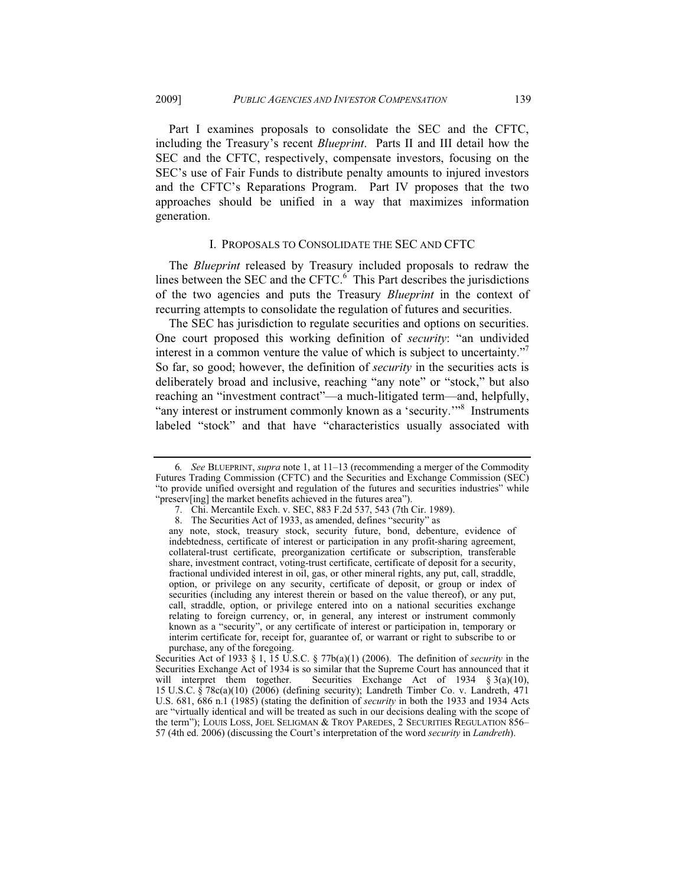Part I examines proposals to consolidate the SEC and the CFTC, including the Treasury's recent *Blueprint*. Parts II and III detail how the SEC and the CFTC, respectively, compensate investors, focusing on the SEC's use of Fair Funds to distribute penalty amounts to injured investors and the CFTC's Reparations Program. Part IV proposes that the two approaches should be unified in a way that maximizes information generation.

## I. PROPOSALS TO CONSOLIDATE THE SEC AND CFTC

The *Blueprint* released by Treasury included proposals to redraw the lines between the SEC and the CFTC.[6] This Part describes the jurisdictions of the two agencies and puts the Treasury *Blueprint* in the context of recurring attempts to consolidate the regulation of futures and securities.

The SEC has jurisdiction to regulate securities and options on securities. One court proposed this working definition of *security*: "an undivided interest in a common venture the value of which is subject to uncertainty."[7] So far, so good; however, the definition of *security* in the securities acts is deliberately broad and inclusive, reaching "any note" or "stock," but also reaching an "investment contract"—a much-litigated term—and, helpfully, "any interest or instrument commonly known as a 'security.'"[8] Instruments labeled "stock" and that have "characteristics usually associated with

---

6. *See* BLUEPRINT, *supra* note 1, at 11–13 (recommending a merger of the Commodity Futures Trading Commission (CFTC) and the Securities and Exchange Commission (SEC) "to provide unified oversight and regulation of the futures and securities industries" while "preserv[ing] the market benefits achieved in the futures area").

7. Chi. Mercantile Exch. v. SEC, 883 F.2d 537, 543 (7th Cir. 1989).

8. The Securities Act of 1933, as amended, defines "security" as

> any note, stock, treasury stock, security future, bond, debenture, evidence of indebtedness, certificate of interest or participation in any profit-sharing agreement, collateral-trust certificate, preorganization certificate or subscription, transferable share, investment contract, voting-trust certificate, certificate of deposit for a security, fractional undivided interest in oil, gas, or other mineral rights, any put, call, straddle, option, or privilege on any security, certificate of deposit, or group or index of securities (including any interest therein or based on the value thereof), or any put, call, straddle, option, or privilege entered into on a national securities exchange relating to foreign currency, or, in general, any interest or instrument commonly known as a "security", or any certificate of interest or participation in, temporary or interim certificate for, receipt for, guarantee of, or warrant or right to subscribe to or purchase, any of the foregoing.

Securities Act of 1933 § 1, 15 U.S.C. § 77b(a)(1) (2006). The definition of *security* in the Securities Exchange Act of 1934 is so similar that the Supreme Court has announced that it will interpret them together. Securities Exchange Act of 1934 § 3(a)(10), 15 U.S.C. § 78c(a)(10) (2006) (defining security); Landreth Timber Co. v. Landreth, 471 U.S. 681, 686 n.1 (1985) (stating the definition of *security* in both the 1933 and 1934 Acts are "virtually identical and will be treated as such in our decisions dealing with the scope of the term"); LOUIS LOSS, JOEL SELIGMAN & TROY PAREDES, 2 SECURITIES REGULATION 856–57 (4th ed. 2006) (discussing the Court's interpretation of the word *security* in *Landreth*).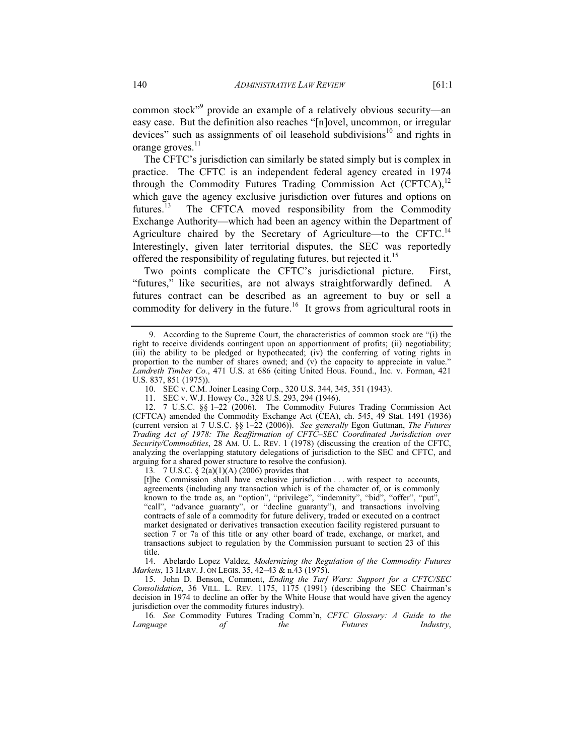common stock"[9] provide an example of a relatively obvious security—an easy case. But the definition also reaches "[n]ovel, uncommon, or irregular devices" such as assignments of oil leasehold subdivisions[10] and rights in orange groves.[11]

The CFTC's jurisdiction can similarly be stated simply but is complex in practice. The CFTC is an independent federal agency created in 1974 through the Commodity Futures Trading Commission Act (CFTCA),[12] which gave the agency exclusive jurisdiction over futures and options on futures.[13] The CFTCA moved responsibility from the Commodity Exchange Authority—which had been an agency within the Department of Agriculture chaired by the Secretary of Agriculture—to the CFTC.[14] Interestingly, given later territorial disputes, the SEC was reportedly offered the responsibility of regulating futures, but rejected it.[15]

Two points complicate the CFTC's jurisdictional picture. First, "futures," like securities, are not always straightforwardly defined. A futures contract can be described as an agreement to buy or sell a commodity for delivery in the future.[16] It grows from agricultural roots in

---

9. According to the Supreme Court, the characteristics of common stock are "(i) the right to receive dividends contingent upon an apportionment of profits; (ii) negotiability; (iii) the ability to be pledged or hypothecated; (iv) the conferring of voting rights in proportion to the number of shares owned; and (v) the capacity to appreciate in value." *Landreth Timber Co.*, 471 U.S. at 686 (citing United Hous. Found., Inc. v. Forman, 421 U.S. 837, 851 (1975)).

10. SEC v. C.M. Joiner Leasing Corp., 320 U.S. 344, 345, 351 (1943).

11. SEC v. W.J. Howey Co., 328 U.S. 293, 294 (1946).

12. 7 U.S.C. §§ 1–22 (2006). The Commodity Futures Trading Commission Act (CFTCA) amended the Commodity Exchange Act (CEA), ch. 545, 49 Stat. 1491 (1936) (current version at 7 U.S.C. §§ 1–22 (2006)). *See generally* Egon Guttman, *The Futures Trading Act of 1978: The Reaffirmation of CFTC–SEC Coordinated Jurisdiction over Security/Commodities*, 28 AM. U. L. REV. 1 (1978) (discussing the creation of the CFTC, analyzing the overlapping statutory delegations of jurisdiction to the SEC and CFTC, and arguing for a shared power structure to resolve the confusion).

13. 7 U.S.C. § 2(a)(1)(A) (2006) provides that

> [t]he Commission shall have exclusive jurisdiction . . . with respect to accounts, agreements (including any transaction which is of the character of, or is commonly known to the trade as, an "option", "privilege", "indemnity", "bid", "offer", "put", "call", "advance guaranty", or "decline guaranty"), and transactions involving contracts of sale of a commodity for future delivery, traded or executed on a contract market designated or derivatives transaction execution facility registered pursuant to section 7 or 7a of this title or any other board of trade, exchange, or market, and transactions subject to regulation by the Commission pursuant to section 23 of this title.

14. Abelardo Lopez Valdez, *Modernizing the Regulation of the Commodity Futures Markets*, 13 HARV. J. ON LEGIS. 35, 42–43 & n.43 (1975).

15. John D. Benson, Comment, *Ending the Turf Wars: Support for a CFTC/SEC Consolidation*, 36 VILL. L. REV. 1175, 1175 (1991) (describing the SEC Chairman's decision in 1974 to decline an offer by the White House that would have given the agency jurisdiction over the commodity futures industry).

16. *See* Commodity Futures Trading Comm'n, *CFTC Glossary: A Guide to the Language of the Futures Industry*,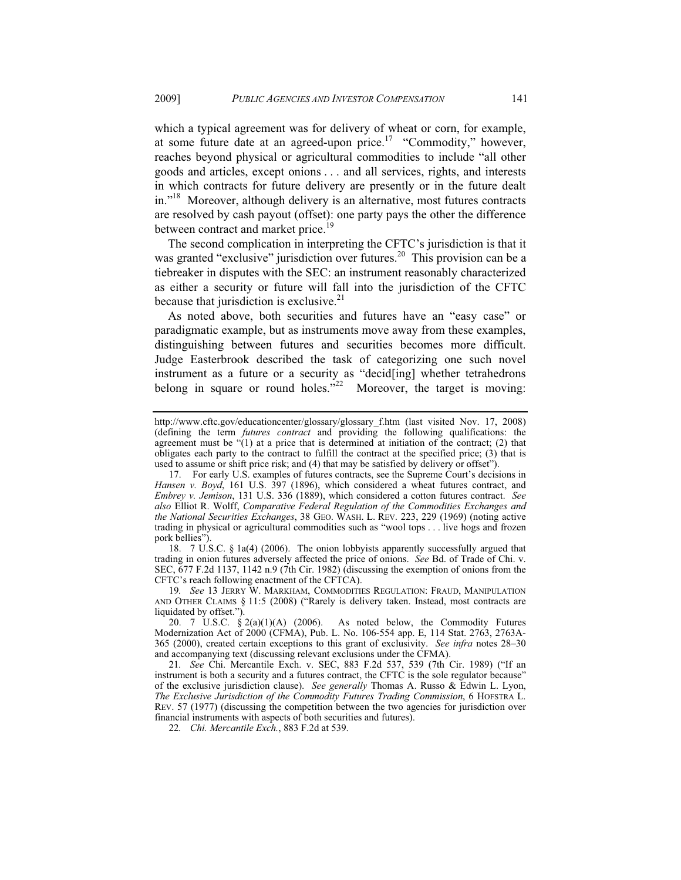which a typical agreement was for delivery of wheat or corn, for example, at some future date at an agreed-upon price.[17] "Commodity," however, reaches beyond physical or agricultural commodities to include "all other goods and articles, except onions . . . and all services, rights, and interests in which contracts for future delivery are presently or in the future dealt in."[18] Moreover, although delivery is an alternative, most futures contracts are resolved by cash payout (offset): one party pays the other the difference between contract and market price.[19]

The second complication in interpreting the CFTC's jurisdiction is that it was granted "exclusive" jurisdiction over futures.[20] This provision can be a tiebreaker in disputes with the SEC: an instrument reasonably characterized as either a security or future will fall into the jurisdiction of the CFTC because that jurisdiction is exclusive.[21]

As noted above, both securities and futures have an "easy case" or paradigmatic example, but as instruments move away from these examples, distinguishing between futures and securities becomes more difficult. Judge Easterbrook described the task of categorizing one such novel instrument as a future or a security as "decid[ing] whether tetrahedrons belong in square or round holes."[22] Moreover, the target is moving:

---

http://www.cftc.gov/educationcenter/glossary/glossary_f.htm (last visited Nov. 17, 2008) (defining the term *futures contract* and providing the following qualifications: the agreement must be "(1) at a price that is determined at initiation of the contract; (2) that obligates each party to the contract to fulfill the contract at the specified price; (3) that is used to assume or shift price risk; and (4) that may be satisfied by delivery or offset").

17. For early U.S. examples of futures contracts, see the Supreme Court's decisions in *Hansen v. Boyd*, 161 U.S. 397 (1896), which considered a wheat futures contract, and *Embrey v. Jemison*, 131 U.S. 336 (1889), which considered a cotton futures contract. *See also* Elliot R. Wolff, *Comparative Federal Regulation of the Commodities Exchanges and the National Securities Exchanges*, 38 GEO. WASH. L. REV. 223, 229 (1969) (noting active trading in physical or agricultural commodities such as "wool tops . . . live hogs and frozen pork bellies").

18. 7 U.S.C. § 1a(4) (2006). The onion lobbyists apparently successfully argued that trading in onion futures adversely affected the price of onions. *See* Bd. of Trade of Chi. v. SEC, 677 F.2d 1137, 1142 n.9 (7th Cir. 1982) (discussing the exemption of onions from the CFTC's reach following enactment of the CFTCA).

19. *See* 13 JERRY W. MARKHAM, COMMODITIES REGULATION: FRAUD, MANIPULATION AND OTHER CLAIMS § 11:5 (2008) ("Rarely is delivery taken. Instead, most contracts are liquidated by offset.").

20. 7 U.S.C. § 2(a)(1)(A) (2006). As noted below, the Commodity Futures Modernization Act of 2000 (CFMA), Pub. L. No. 106-554 app. E, 114 Stat. 2763, 2763A-365 (2000), created certain exceptions to this grant of exclusivity. *See infra* notes 28–30 and accompanying text (discussing relevant exclusions under the CFMA).

21. *See* Chi. Mercantile Exch. v. SEC, 883 F.2d 537, 539 (7th Cir. 1989) ("If an instrument is both a security and a futures contract, the CFTC is the sole regulator because" of the exclusive jurisdiction clause). *See generally* Thomas A. Russo & Edwin L. Lyon, *The Exclusive Jurisdiction of the Commodity Futures Trading Commission*, 6 HOFSTRA L. REV. 57 (1977) (discussing the competition between the two agencies for jurisdiction over financial instruments with aspects of both securities and futures).

22. *Chi. Mercantile Exch.*, 883 F.2d at 539.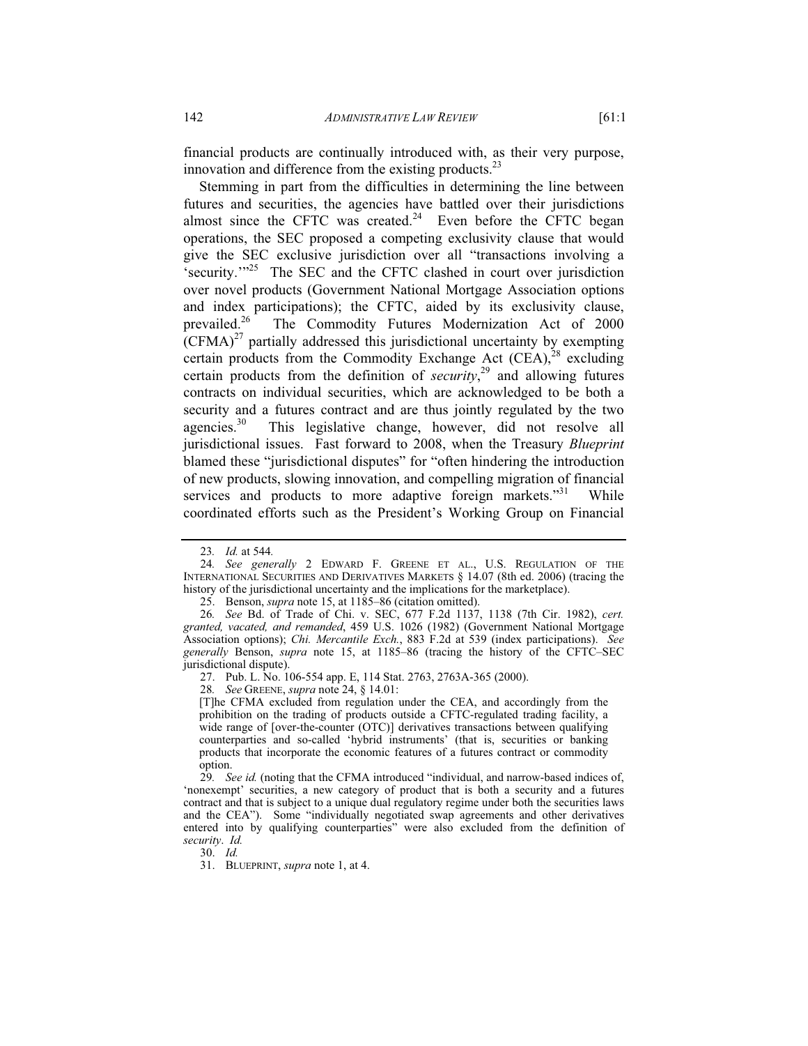financial products are continually introduced with, as their very purpose, innovation and difference from the existing products.[23]

Stemming in part from the difficulties in determining the line between futures and securities, the agencies have battled over their jurisdictions almost since the CFTC was created.[24] Even before the CFTC began operations, the SEC proposed a competing exclusivity clause that would give the SEC exclusive jurisdiction over all "transactions involving a 'security.'"[25] The SEC and the CFTC clashed in court over jurisdiction over novel products (Government National Mortgage Association options and index participations); the CFTC, aided by its exclusivity clause, prevailed.[26] The Commodity Futures Modernization Act of 2000 (CFMA)[27] partially addressed this jurisdictional uncertainty by exempting certain products from the Commodity Exchange Act (CEA),[28] excluding certain products from the definition of *security*,[29] and allowing futures contracts on individual securities, which are acknowledged to be both a security and a futures contract and are thus jointly regulated by the two agencies.[30] This legislative change, however, did not resolve all jurisdictional issues. Fast forward to 2008, when the Treasury *Blueprint* blamed these "jurisdictional disputes" for "often hindering the introduction of new products, slowing innovation, and compelling migration of financial services and products to more adaptive foreign markets."[31] While coordinated efforts such as the President's Working Group on Financial

---

23. *Id.* at 544.

24. *See generally* 2 EDWARD F. GREENE ET AL., U.S. REGULATION OF THE INTERNATIONAL SECURITIES AND DERIVATIVES MARKETS § 14.07 (8th ed. 2006) (tracing the history of the jurisdictional uncertainty and the implications for the marketplace).

25. Benson, *supra* note 15, at 1185–86 (citation omitted).

26. *See* Bd. of Trade of Chi. v. SEC, 677 F.2d 1137, 1138 (7th Cir. 1982), *cert. granted, vacated, and remanded*, 459 U.S. 1026 (1982) (Government National Mortgage Association options); *Chi. Mercantile Exch.*, 883 F.2d at 539 (index participations). *See generally* Benson, *supra* note 15, at 1185–86 (tracing the history of the CFTC–SEC jurisdictional dispute).

27. Pub. L. No. 106-554 app. E, 114 Stat. 2763, 2763A-365 (2000).

28. *See* GREENE, *supra* note 24, § 14.01:

> [T]he CFMA excluded from regulation under the CEA, and accordingly from the prohibition on the trading of products outside a CFTC-regulated trading facility, a wide range of [over-the-counter (OTC)] derivatives transactions between qualifying counterparties and so-called 'hybrid instruments' (that is, securities or banking products that incorporate the economic features of a futures contract or commodity option.

29. *See id.* (noting that the CFMA introduced "individual, and narrow-based indices of, 'nonexempt' securities, a new category of product that is both a security and a futures contract and that is subject to a unique dual regulatory regime under both the securities laws and the CEA"). Some "individually negotiated swap agreements and other derivatives entered into by qualifying counterparties" were also excluded from the definition of *security*. *Id.*

30. *Id.*

31. BLUEPRINT, *supra* note 1, at 4.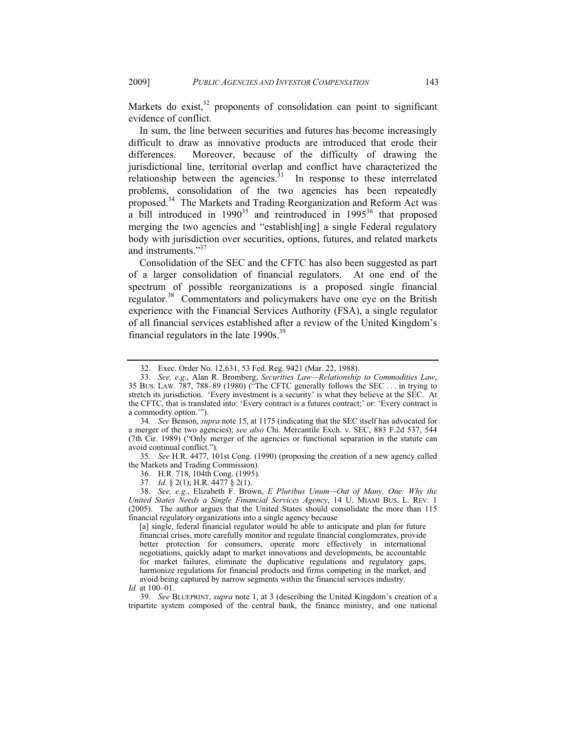Markets do exist,[32] proponents of consolidation can point to significant evidence of conflict.

In sum, the line between securities and futures has become increasingly difficult to draw as innovative products are introduced that erode their differences. Moreover, because of the difficulty of drawing the jurisdictional line, territorial overlap and conflict have characterized the relationship between the agencies.[33] In response to these interrelated problems, consolidation of the two agencies has been repeatedly proposed.[34] The Markets and Trading Reorganization and Reform Act was a bill introduced in 1990[35] and reintroduced in 1995[36] that proposed merging the two agencies and "establish[ing] a single Federal regulatory body with jurisdiction over securities, options, futures, and related markets and instruments."[37]

Consolidation of the SEC and the CFTC has also been suggested as part of a larger consolidation of financial regulators. At one end of the spectrum of possible reorganizations is a proposed single financial regulator.[38] Commentators and policymakers have one eye on the British experience with the Financial Services Authority (FSA), a single regulator of all financial services established after a review of the United Kingdom's financial regulators in the late 1990s.[39]

---

32. Exec. Order No. 12,631, 53 Fed. Reg. 9421 (Mar. 22, 1988).

33. *See, e.g.*, Alan R. Bromberg, *Securities Law—Relationship to Commodities Law*, 35 BUS. LAW. 787, 788–89 (1980) ("The CFTC generally follows the SEC . . . in trying to stretch its jurisdiction. 'Every investment is a security' is what they believe at the SEC. At the CFTC, that is translated into: 'Every contract is a futures contract;' or: 'Every contract is a commodity option.'").

34. *See* Benson, *supra* note 15, at 1175 (indicating that the SEC itself has advocated for a merger of the two agencies); *see also* Chi. Mercantile Exch. v. SEC, 883 F.2d 537, 544 (7th Cir. 1989) ("Only merger of the agencies or functional separation in the statute can avoid continual conflict.").

35. *See* H.R. 4477, 101st Cong. (1990) (proposing the creation of a new agency called the Markets and Trading Commission).

36. H.R. 718, 104th Cong. (1995).

37. *Id.* § 2(1); H.R. 4477 § 2(1).

38. *See, e.g.*, Elizabeth F. Brown, *E Pluribus Unum—Out of Many, One: Why the United States Needs a Single Financial Services Agency*, 14 U. MIAMI BUS. L. REV. 1 (2005). The author argues that the United States should consolidate the more than 115 financial regulatory organizations into a single agency because

> [a] single, federal financial regulator would be able to anticipate and plan for future financial crises, more carefully monitor and regulate financial conglomerates, provide better protection for consumers, operate more effectively in international negotiations, quickly adapt to market innovations and developments, be accountable for market failures, eliminate the duplicative regulations and regulatory gaps, harmonize regulations for financial products and firms competing in the market, and avoid being captured by narrow segments within the financial services industry.

*Id.* at 100–01.

39. *See* BLUEPRINT, *supra* note 1, at 3 (describing the United Kingdom's creation of a tripartite system composed of the central bank, the finance ministry, and one national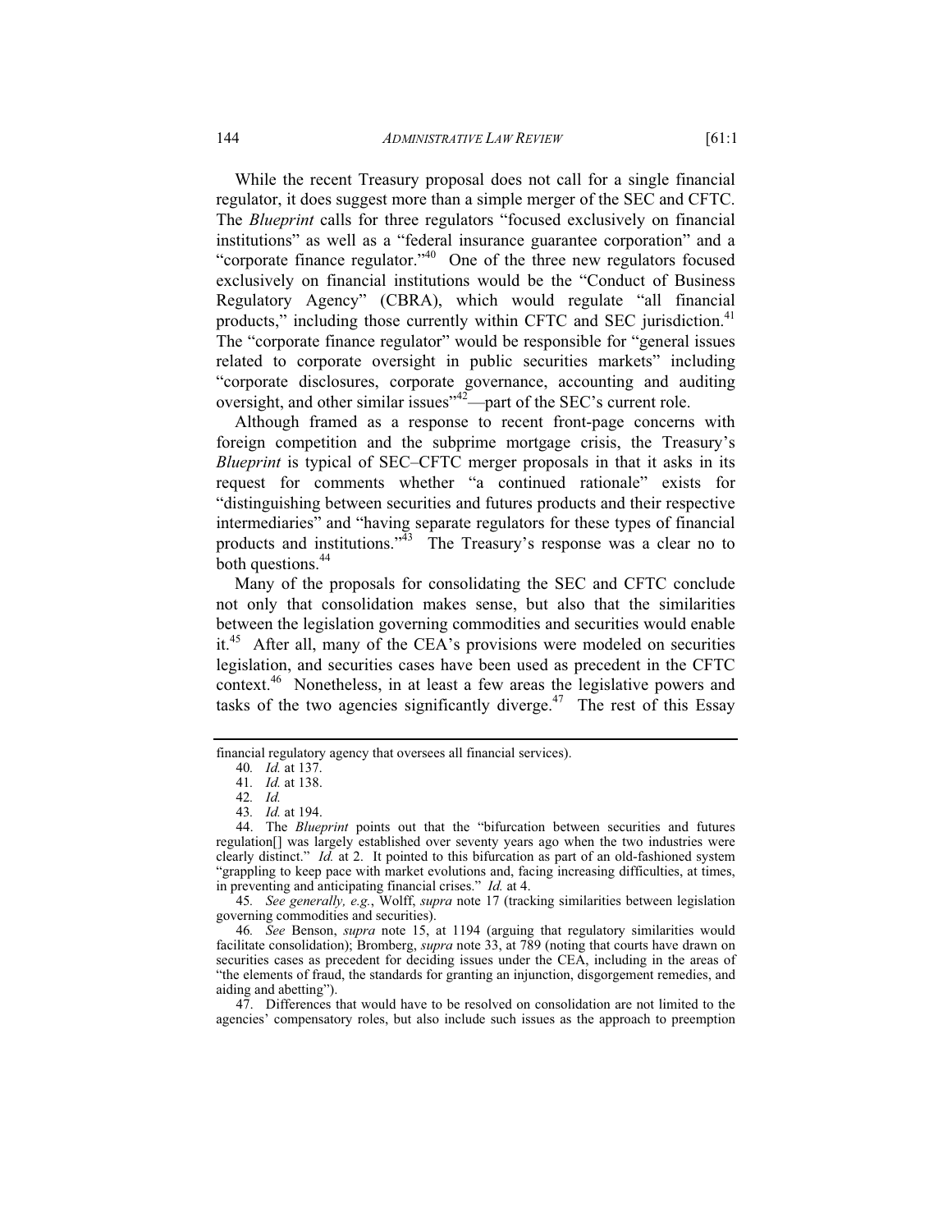While the recent Treasury proposal does not call for a single financial regulator, it does suggest more than a simple merger of the SEC and CFTC. The *Blueprint* calls for three regulators "focused exclusively on financial institutions" as well as a "federal insurance guarantee corporation" and a "corporate finance regulator."[40] One of the three new regulators focused exclusively on financial institutions would be the "Conduct of Business Regulatory Agency" (CBRA), which would regulate "all financial products," including those currently within CFTC and SEC jurisdiction.[41] The "corporate finance regulator" would be responsible for "general issues related to corporate oversight in public securities markets" including "corporate disclosures, corporate governance, accounting and auditing oversight, and other similar issues"[42]—part of the SEC's current role.

Although framed as a response to recent front-page concerns with foreign competition and the subprime mortgage crisis, the Treasury's *Blueprint* is typical of SEC–CFTC merger proposals in that it asks in its request for comments whether "a continued rationale" exists for "distinguishing between securities and futures products and their respective intermediaries" and "having separate regulators for these types of financial products and institutions."[43] The Treasury's response was a clear no to both questions.[44]

Many of the proposals for consolidating the SEC and CFTC conclude not only that consolidation makes sense, but also that the similarities between the legislation governing commodities and securities would enable it.[45] After all, many of the CEA's provisions were modeled on securities legislation, and securities cases have been used as precedent in the CFTC context.[46] Nonetheless, in at least a few areas the legislative powers and tasks of the two agencies significantly diverge.[47] The rest of this Essay

---

financial regulatory agency that oversees all financial services).

40. *Id.* at 137.

41. *Id.* at 138.

42. *Id.*

43. *Id.* at 194.

44. The *Blueprint* points out that the "bifurcation between securities and futures regulation[] was largely established over seventy years ago when the two industries were clearly distinct." *Id.* at 2. It pointed to this bifurcation as part of an old-fashioned system "grappling to keep pace with market evolutions and, facing increasing difficulties, at times, in preventing and anticipating financial crises." *Id.* at 4.

45. *See generally, e.g.*, Wolff, *supra* note 17 (tracking similarities between legislation governing commodities and securities).

46. *See* Benson, *supra* note 15, at 1194 (arguing that regulatory similarities would facilitate consolidation); Bromberg, *supra* note 33, at 789 (noting that courts have drawn on securities cases as precedent for deciding issues under the CEA, including in the areas of "the elements of fraud, the standards for granting an injunction, disgorgement remedies, and aiding and abetting").

47. Differences that would have to be resolved on consolidation are not limited to the agencies' compensatory roles, but also include such issues as the approach to preemption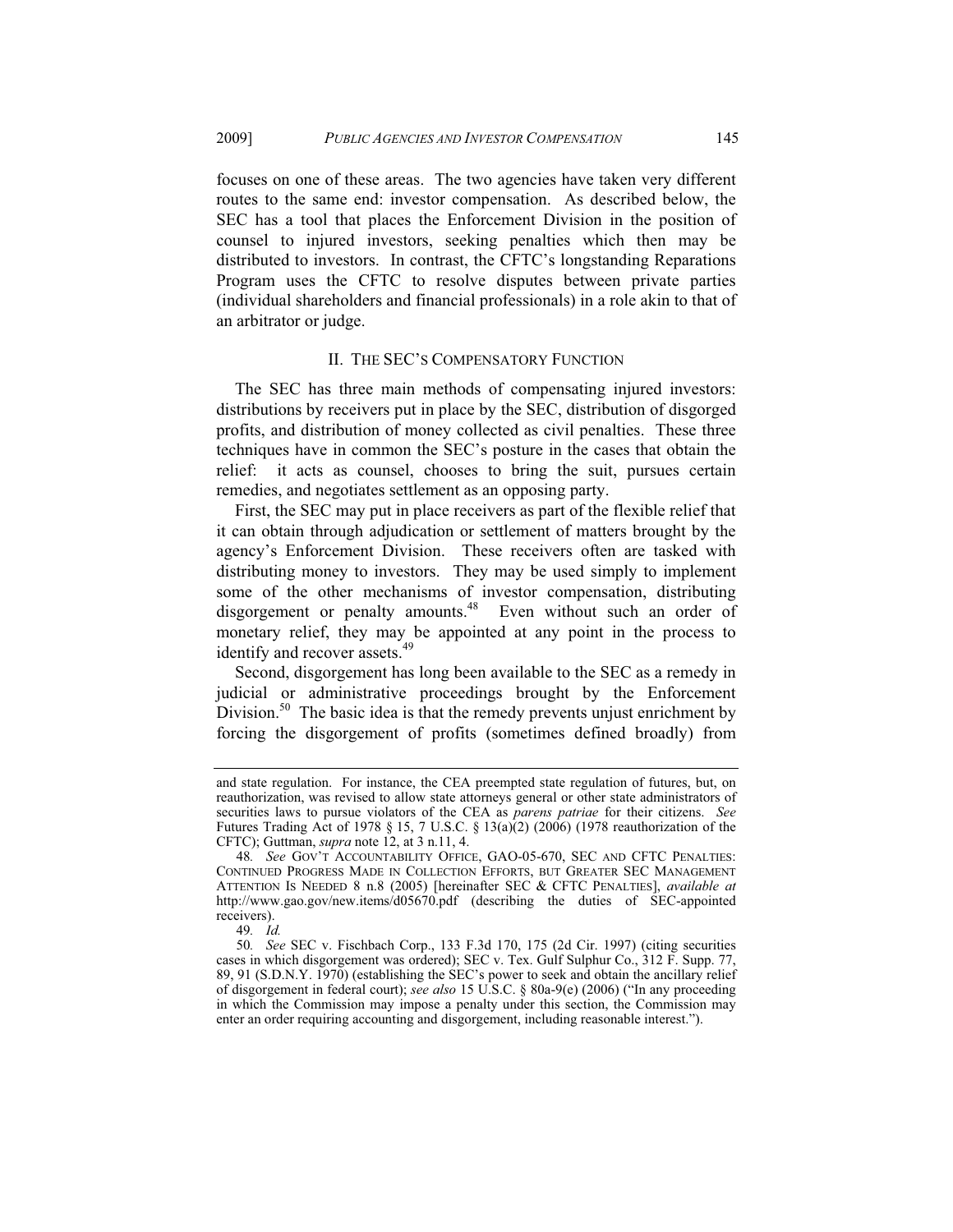focuses on one of these areas. The two agencies have taken very different routes to the same end: investor compensation. As described below, the SEC has a tool that places the Enforcement Division in the position of counsel to injured investors, seeking penalties which then may be distributed to investors. In contrast, the CFTC's longstanding Reparations Program uses the CFTC to resolve disputes between private parties (individual shareholders and financial professionals) in a role akin to that of an arbitrator or judge.

## II. THE SEC'S COMPENSATORY FUNCTION

The SEC has three main methods of compensating injured investors: distributions by receivers put in place by the SEC, distribution of disgorged profits, and distribution of money collected as civil penalties. These three techniques have in common the SEC's posture in the cases that obtain the relief: it acts as counsel, chooses to bring the suit, pursues certain remedies, and negotiates settlement as an opposing party.

First, the SEC may put in place receivers as part of the flexible relief that it can obtain through adjudication or settlement of matters brought by the agency's Enforcement Division. These receivers often are tasked with distributing money to investors. They may be used simply to implement some of the other mechanisms of investor compensation, distributing disgorgement or penalty amounts.[48] Even without such an order of monetary relief, they may be appointed at any point in the process to identify and recover assets.[49]

Second, disgorgement has long been available to the SEC as a remedy in judicial or administrative proceedings brought by the Enforcement Division.[50] The basic idea is that the remedy prevents unjust enrichment by forcing the disgorgement of profits (sometimes defined broadly) from

---

and state regulation. For instance, the CEA preempted state regulation of futures, but, on reauthorization, was revised to allow state attorneys general or other state administrators of securities laws to pursue violators of the CEA as *parens patriae* for their citizens. *See* Futures Trading Act of 1978 § 15, 7 U.S.C. § 13(a)(2) (2006) (1978 reauthorization of the CFTC); Guttman, *supra* note 12, at 3 n.11, 4.

48. *See* GOV'T ACCOUNTABILITY OFFICE, GAO-05-670, SEC AND CFTC PENALTIES: CONTINUED PROGRESS MADE IN COLLECTION EFFORTS, BUT GREATER SEC MANAGEMENT ATTENTION IS NEEDED 8 n.8 (2005) [hereinafter SEC & CFTC PENALTIES], *available at* http://www.gao.gov/new.items/d05670.pdf (describing the duties of SEC-appointed receivers).

49. *Id.*

50. *See* SEC v. Fischbach Corp., 133 F.3d 170, 175 (2d Cir. 1997) (citing securities cases in which disgorgement was ordered); SEC v. Tex. Gulf Sulphur Co., 312 F. Supp. 77, 89, 91 (S.D.N.Y. 1970) (establishing the SEC's power to seek and obtain the ancillary relief of disgorgement in federal court); *see also* 15 U.S.C. § 80a-9(e) (2006) ("In any proceeding in which the Commission may impose a penalty under this section, the Commission may enter an order requiring accounting and disgorgement, including reasonable interest.").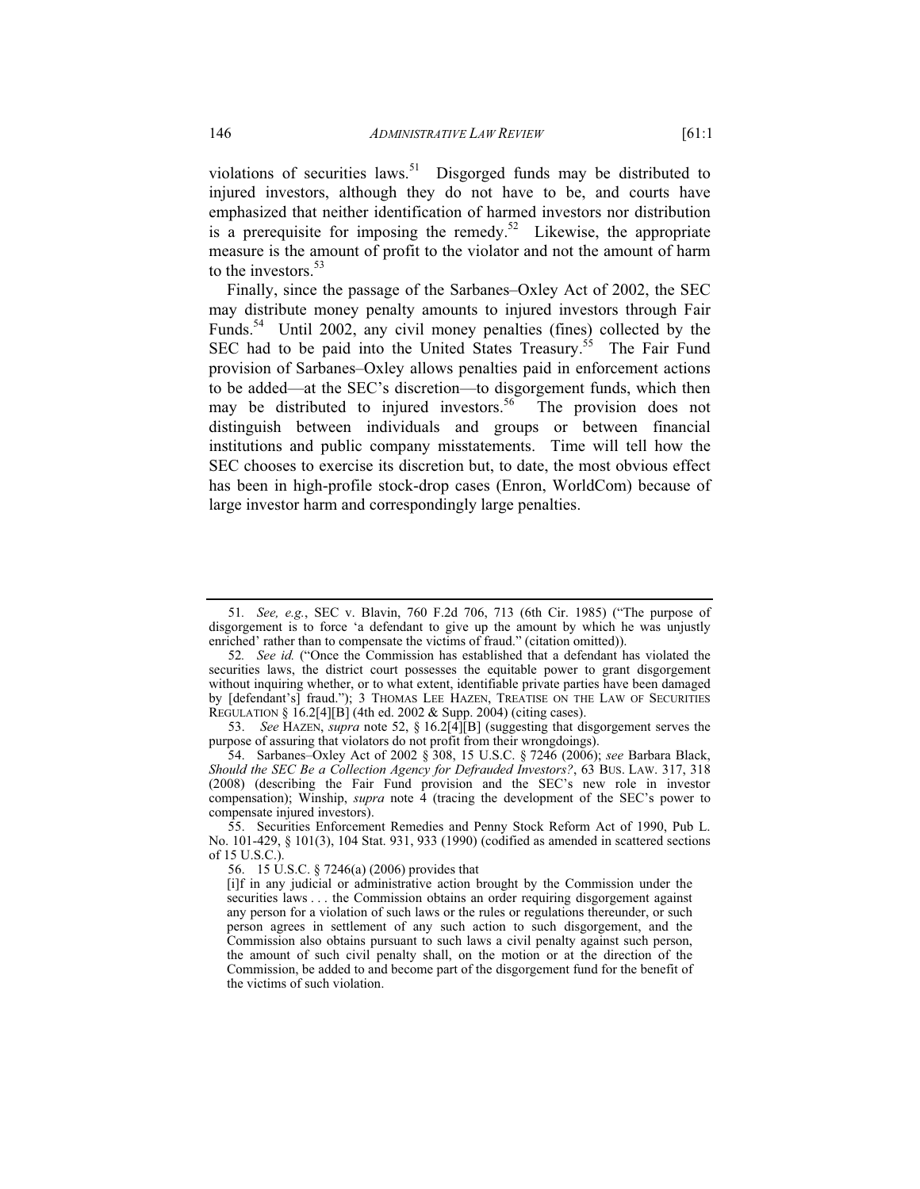violations of securities laws.[51] Disgorged funds may be distributed to injured investors, although they do not have to be, and courts have emphasized that neither identification of harmed investors nor distribution is a prerequisite for imposing the remedy.[52] Likewise, the appropriate measure is the amount of profit to the violator and not the amount of harm to the investors.[53]

Finally, since the passage of the Sarbanes–Oxley Act of 2002, the SEC may distribute money penalty amounts to injured investors through Fair Funds.[54] Until 2002, any civil money penalties (fines) collected by the SEC had to be paid into the United States Treasury.[55] The Fair Fund provision of Sarbanes–Oxley allows penalties paid in enforcement actions to be added—at the SEC's discretion—to disgorgement funds, which then may be distributed to injured investors.[56] The provision does not distinguish between individuals and groups or between financial institutions and public company misstatements. Time will tell how the SEC chooses to exercise its discretion but, to date, the most obvious effect has been in high-profile stock-drop cases (Enron, WorldCom) because of large investor harm and correspondingly large penalties.

---

51. *See, e.g.*, SEC v. Blavin, 760 F.2d 706, 713 (6th Cir. 1985) ("The purpose of disgorgement is to force 'a defendant to give up the amount by which he was unjustly enriched' rather than to compensate the victims of fraud." (citation omitted)).

52. *See id.* ("Once the Commission has established that a defendant has violated the securities laws, the district court possesses the equitable power to grant disgorgement without inquiring whether, or to what extent, identifiable private parties have been damaged by [defendant's] fraud."); 3 THOMAS LEE HAZEN, TREATISE ON THE LAW OF SECURITIES REGULATION § 16.2[4][B] (4th ed. 2002 & Supp. 2004) (citing cases).

53. *See* HAZEN, *supra* note 52, § 16.2[4][B] (suggesting that disgorgement serves the purpose of assuring that violators do not profit from their wrongdoings).

54. Sarbanes–Oxley Act of 2002 § 308, 15 U.S.C. § 7246 (2006); *see* Barbara Black, *Should the SEC Be a Collection Agency for Defrauded Investors?*, 63 BUS. LAW. 317, 318 (2008) (describing the Fair Fund provision and the SEC's new role in investor compensation); Winship, *supra* note 4 (tracing the development of the SEC's power to compensate injured investors).

55. Securities Enforcement Remedies and Penny Stock Reform Act of 1990, Pub L. No. 101-429, § 101(3), 104 Stat. 931, 933 (1990) (codified as amended in scattered sections of 15 U.S.C.).

56. 15 U.S.C. § 7246(a) (2006) provides that

> [i]f in any judicial or administrative action brought by the Commission under the securities laws . . . the Commission obtains an order requiring disgorgement against any person for a violation of such laws or the rules or regulations thereunder, or such person agrees in settlement of any such action to such disgorgement, and the Commission also obtains pursuant to such laws a civil penalty against such person, the amount of such civil penalty shall, on the motion or at the direction of the Commission, be added to and become part of the disgorgement fund for the benefit of the victims of such violation.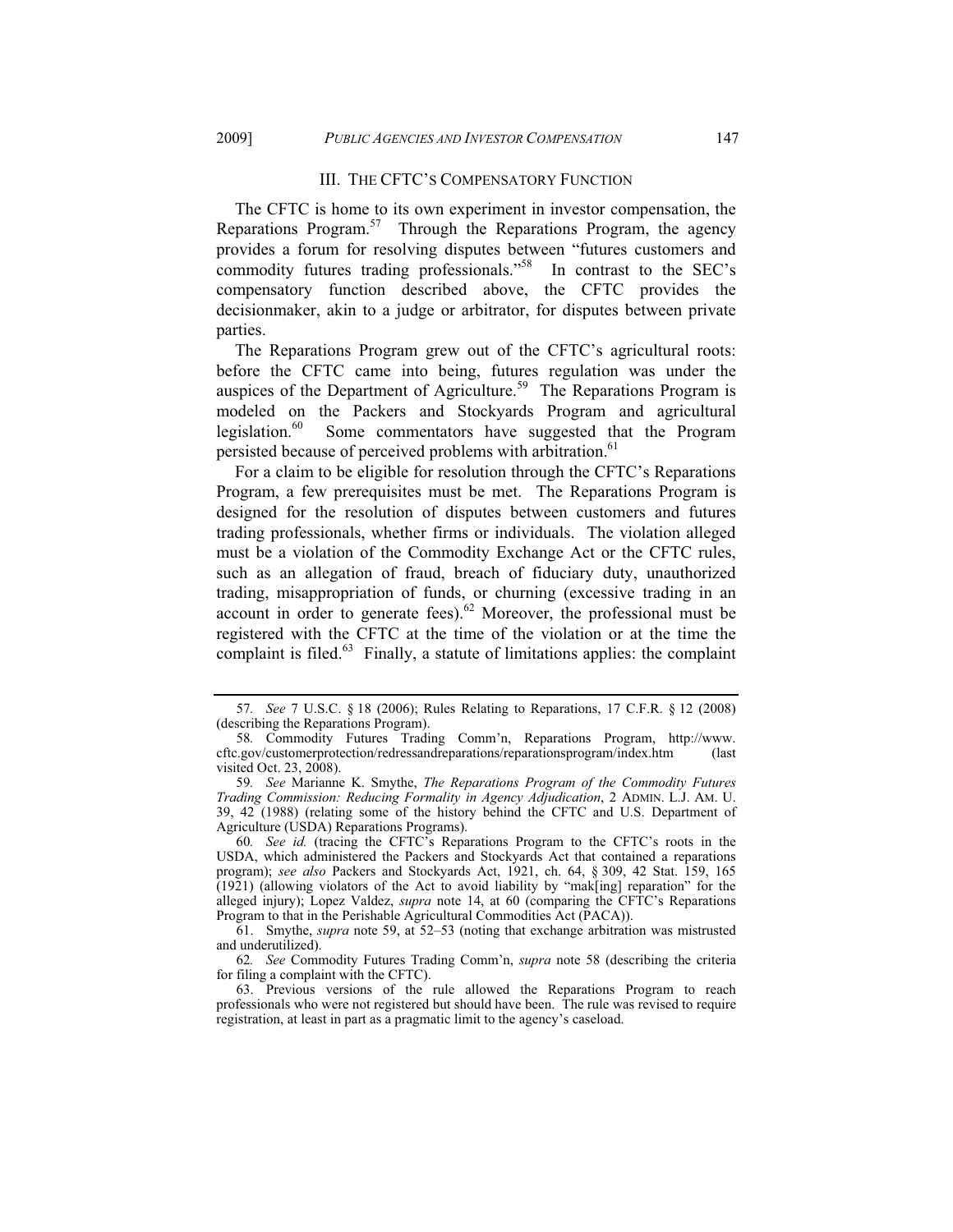## III. THE CFTC'S COMPENSATORY FUNCTION

The CFTC is home to its own experiment in investor compensation, the Reparations Program.[57] Through the Reparations Program, the agency provides a forum for resolving disputes between "futures customers and commodity futures trading professionals."[58] In contrast to the SEC's compensatory function described above, the CFTC provides the decisionmaker, akin to a judge or arbitrator, for disputes between private parties.

The Reparations Program grew out of the CFTC's agricultural roots: before the CFTC came into being, futures regulation was under the auspices of the Department of Agriculture.[59] The Reparations Program is modeled on the Packers and Stockyards Program and agricultural legislation.[60] Some commentators have suggested that the Program persisted because of perceived problems with arbitration.[61]

For a claim to be eligible for resolution through the CFTC's Reparations Program, a few prerequisites must be met. The Reparations Program is designed for the resolution of disputes between customers and futures trading professionals, whether firms or individuals. The violation alleged must be a violation of the Commodity Exchange Act or the CFTC rules, such as an allegation of fraud, breach of fiduciary duty, unauthorized trading, misappropriation of funds, or churning (excessive trading in an account in order to generate fees).[62] Moreover, the professional must be registered with the CFTC at the time of the violation or at the time the complaint is filed.[63] Finally, a statute of limitations applies: the complaint

---

57. *See* 7 U.S.C. § 18 (2006); Rules Relating to Reparations, 17 C.F.R. § 12 (2008) (describing the Reparations Program).

58. Commodity Futures Trading Comm'n, Reparations Program, http://www.cftc.gov/customerprotection/redressandreparations/reparationsprogram/index.htm (last visited Oct. 23, 2008).

59. *See* Marianne K. Smythe, *The Reparations Program of the Commodity Futures Trading Commission: Reducing Formality in Agency Adjudication*, 2 ADMIN. L.J. AM. U. 39, 42 (1988) (relating some of the history behind the CFTC and U.S. Department of Agriculture (USDA) Reparations Programs).

60. *See id.* (tracing the CFTC's Reparations Program to the CFTC's roots in the USDA, which administered the Packers and Stockyards Act that contained a reparations program); *see also* Packers and Stockyards Act, 1921, ch. 64, § 309, 42 Stat. 159, 165 (1921) (allowing violators of the Act to avoid liability by "mak[ing] reparation" for the alleged injury); Lopez Valdez, *supra* note 14, at 60 (comparing the CFTC's Reparations Program to that in the Perishable Agricultural Commodities Act (PACA)).

61. Smythe, *supra* note 59, at 52–53 (noting that exchange arbitration was mistrusted and underutilized).

62. *See* Commodity Futures Trading Comm'n, *supra* note 58 (describing the criteria for filing a complaint with the CFTC).

63. Previous versions of the rule allowed the Reparations Program to reach professionals who were not registered but should have been. The rule was revised to require registration, at least in part as a pragmatic limit to the agency's caseload.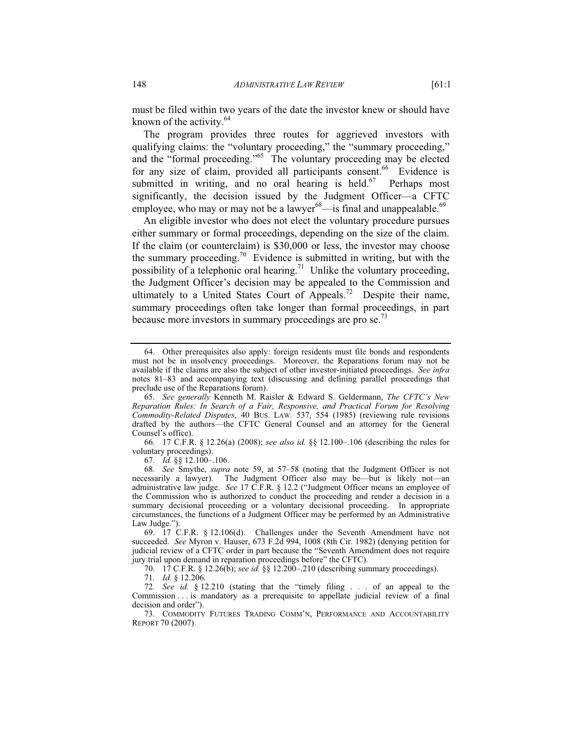must be filed within two years of the date the investor knew or should have known of the activity.[64]

The program provides three routes for aggrieved investors with qualifying claims: the "voluntary proceeding," the "summary proceeding," and the "formal proceeding."[65] The voluntary proceeding may be elected for any size of claim, provided all participants consent.[66] Evidence is submitted in writing, and no oral hearing is held.[67] Perhaps most significantly, the decision issued by the Judgment Officer—a CFTC employee, who may or may not be a lawyer[68]—is final and unappealable.[69]

An eligible investor who does not elect the voluntary procedure pursues either summary or formal proceedings, depending on the size of the claim. If the claim (or counterclaim) is $30,000 or less, the investor may choose the summary proceeding.[70] Evidence is submitted in writing, but with the possibility of a telephonic oral hearing.[71] Unlike the voluntary proceeding, the Judgment Officer's decision may be appealed to the Commission and ultimately to a United States Court of Appeals.[72] Despite their name, summary proceedings often take longer than formal proceedings, in part because more investors in summary proceedings are pro se.[73]

---

64. Other prerequisites also apply: foreign residents must file bonds and respondents must not be in insolvency proceedings. Moreover, the Reparations forum may not be available if the claims are also the subject of other investor-initiated proceedings. *See infra* notes 81–83 and accompanying text (discussing and defining parallel proceedings that preclude use of the Reparations forum).

65. *See generally* Kenneth M. Raisler & Edward S. Geldermann, *The CFTC's New Reparation Rules: In Search of a Fair, Responsive, and Practical Forum for Resolving Commodity-Related Disputes*, 40 BUS. LAW. 537, 554 (1985) (reviewing rule revisions drafted by the authors—the CFTC General Counsel and an attorney for the General Counsel's office).

66. 17 C.F.R. § 12.26(a) (2008); *see also id.* §§ 12.100–.106 (describing the rules for voluntary proceedings).

67. *Id.* §§ 12.100–.106.

68. *See* Smythe, *supra* note 59, at 57–58 (noting that the Judgment Officer is not necessarily a lawyer). The Judgment Officer also may be—but is likely not—an administrative law judge. *See* 17 C.F.R. § 12.2 ("Judgment Officer means an employee of the Commission who is authorized to conduct the proceeding and render a decision in a summary decisional proceeding or a voluntary decisional proceeding. In appropriate circumstances, the functions of a Judgment Officer may be performed by an Administrative Law Judge.").

69. 17 C.F.R. § 12.106(d). Challenges under the Seventh Amendment have not succeeded. *See* Myron v. Hauser, 673 F.2d 994, 1008 (8th Cir. 1982) (denying petition for judicial review of a CFTC order in part because the "Seventh Amendment does not require jury trial upon demand in reparation proceedings before" the CFTC).

70. 17 C.F.R. § 12.26(b); *see id.* §§ 12.200–.210 (describing summary proceedings).

71. *Id.* § 12.206.

72. *See id.* § 12.210 (stating that the "timely filing . . . of an appeal to the Commission . . . is mandatory as a prerequisite to appellate judicial review of a final decision and order").

73. COMMODITY FUTURES TRADING COMM'N, PERFORMANCE AND ACCOUNTABILITY REPORT 70 (2007).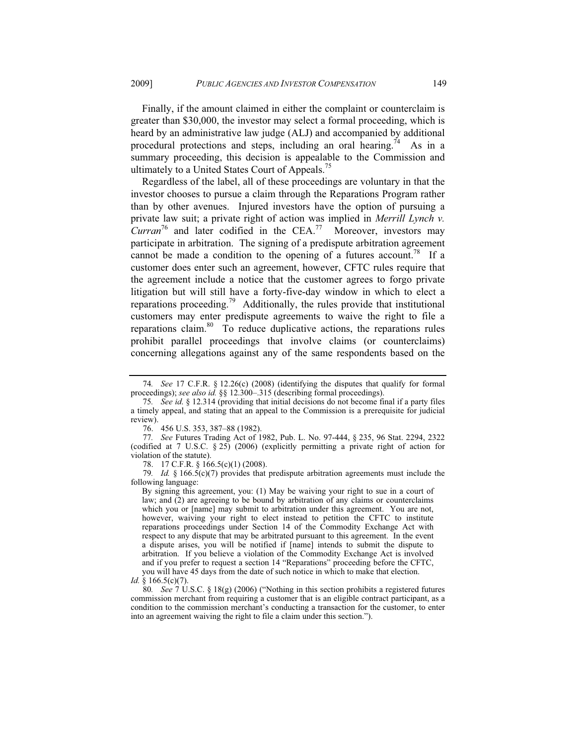Finally, if the amount claimed in either the complaint or counterclaim is greater than $30,000, the investor may select a formal proceeding, which is heard by an administrative law judge (ALJ) and accompanied by additional procedural protections and steps, including an oral hearing.[74] As in a summary proceeding, this decision is appealable to the Commission and ultimately to a United States Court of Appeals.[75]

Regardless of the label, all of these proceedings are voluntary in that the investor chooses to pursue a claim through the Reparations Program rather than by other avenues. Injured investors have the option of pursuing a private law suit; a private right of action was implied in *Merrill Lynch v. Curran*[76] and later codified in the CEA.[77] Moreover, investors may participate in arbitration. The signing of a predispute arbitration agreement cannot be made a condition to the opening of a futures account.[78] If a customer does enter such an agreement, however, CFTC rules require that the agreement include a notice that the customer agrees to forgo private litigation but will still have a forty-five-day window in which to elect a reparations proceeding.[79] Additionally, the rules provide that institutional customers may enter predispute agreements to waive the right to file a reparations claim.[80] To reduce duplicative actions, the reparations rules prohibit parallel proceedings that involve claims (or counterclaims) concerning allegations against any of the same respondents based on the

---

74. *See* 17 C.F.R. § 12.26(c) (2008) (identifying the disputes that qualify for formal proceedings); *see also id.* §§ 12.300–.315 (describing formal proceedings).

75. *See id.* § 12.314 (providing that initial decisions do not become final if a party files a timely appeal, and stating that an appeal to the Commission is a prerequisite for judicial review).

76. 456 U.S. 353, 387–88 (1982).

77. *See* Futures Trading Act of 1982, Pub. L. No. 97-444, § 235, 96 Stat. 2294, 2322 (codified at 7 U.S.C. § 25) (2006) (explicitly permitting a private right of action for violation of the statute).

78. 17 C.F.R. § 166.5(c)(1) (2008).

79. *Id.* § 166.5(c)(7) provides that predispute arbitration agreements must include the following language:

> By signing this agreement, you: (1) May be waiving your right to sue in a court of law; and (2) are agreeing to be bound by arbitration of any claims or counterclaims which you or [name] may submit to arbitration under this agreement. You are not, however, waiving your right to elect instead to petition the CFTC to institute reparations proceedings under Section 14 of the Commodity Exchange Act with respect to any dispute that may be arbitrated pursuant to this agreement. In the event a dispute arises, you will be notified if [name] intends to submit the dispute to arbitration. If you believe a violation of the Commodity Exchange Act is involved and if you prefer to request a section 14 "Reparations" proceeding before the CFTC, you will have 45 days from the date of such notice in which to make that election.

*Id.* § 166.5(c)(7).

80. *See* 7 U.S.C. § 18(g) (2006) ("Nothing in this section prohibits a registered futures commission merchant from requiring a customer that is an eligible contract participant, as a condition to the commission merchant's conducting a transaction for the customer, to enter into an agreement waiving the right to file a claim under this section.").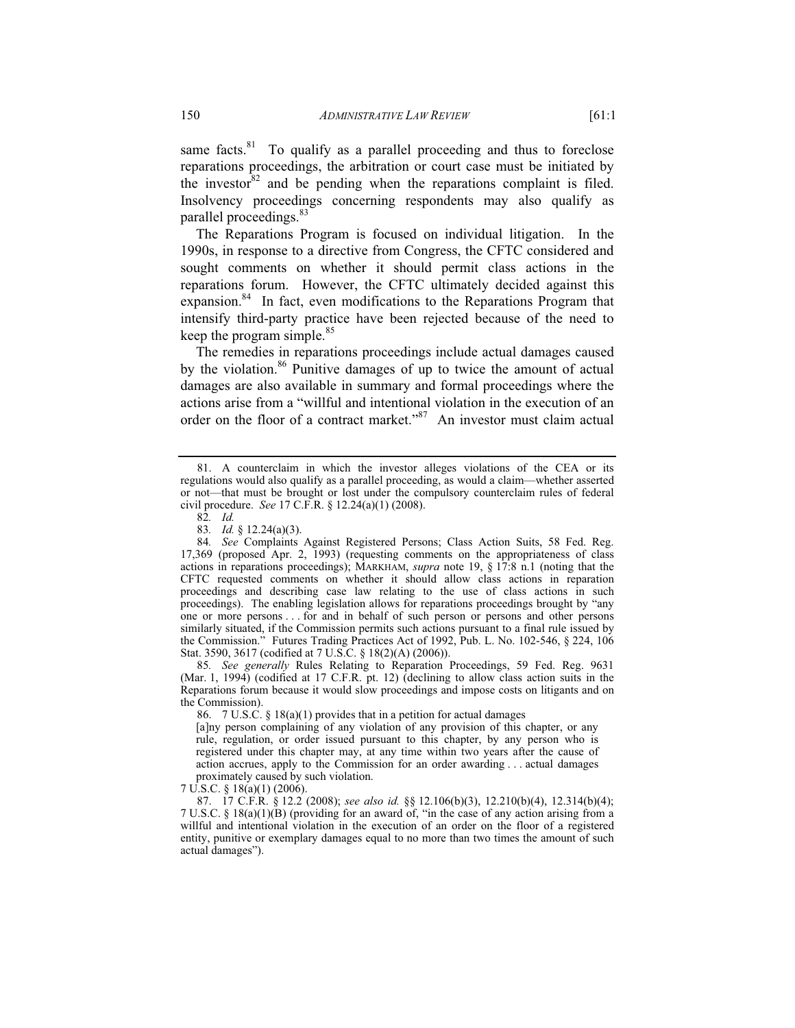same facts.[81] To qualify as a parallel proceeding and thus to foreclose reparations proceedings, the arbitration or court case must be initiated by the investor[82] and be pending when the reparations complaint is filed. Insolvency proceedings concerning respondents may also qualify as parallel proceedings.[83]

The Reparations Program is focused on individual litigation. In the 1990s, in response to a directive from Congress, the CFTC considered and sought comments on whether it should permit class actions in the reparations forum. However, the CFTC ultimately decided against this expansion.[84] In fact, even modifications to the Reparations Program that intensify third-party practice have been rejected because of the need to keep the program simple.[85]

The remedies in reparations proceedings include actual damages caused by the violation.[86] Punitive damages of up to twice the amount of actual damages are also available in summary and formal proceedings where the actions arise from a "willful and intentional violation in the execution of an order on the floor of a contract market."[87] An investor must claim actual

---

81. A counterclaim in which the investor alleges violations of the CEA or its regulations would also qualify as a parallel proceeding, as would a claim—whether asserted or not—that must be brought or lost under the compulsory counterclaim rules of federal civil procedure. *See* 17 C.F.R. § 12.24(a)(1) (2008).

82. *Id.*

83. *Id.* § 12.24(a)(3).

84. *See* Complaints Against Registered Persons; Class Action Suits, 58 Fed. Reg. 17,369 (proposed Apr. 2, 1993) (requesting comments on the appropriateness of class actions in reparations proceedings); MARKHAM, *supra* note 19, § 17:8 n.1 (noting that the CFTC requested comments on whether it should allow class actions in reparation proceedings and describing case law relating to the use of class actions in such proceedings). The enabling legislation allows for reparations proceedings brought by "any one or more persons . . . for and in behalf of such person or persons and other persons similarly situated, if the Commission permits such actions pursuant to a final rule issued by the Commission." Futures Trading Practices Act of 1992, Pub. L. No. 102-546, § 224, 106 Stat. 3590, 3617 (codified at 7 U.S.C. § 18(2)(A) (2006)).

85. *See generally* Rules Relating to Reparation Proceedings, 59 Fed. Reg. 9631 (Mar. 1, 1994) (codified at 17 C.F.R. pt. 12) (declining to allow class action suits in the Reparations forum because it would slow proceedings and impose costs on litigants and on the Commission).

86. 7 U.S.C. § 18(a)(1) provides that in a petition for actual damages

> [a]ny person complaining of any violation of any provision of this chapter, or any rule, regulation, or order issued pursuant to this chapter, by any person who is registered under this chapter may, at any time within two years after the cause of action accrues, apply to the Commission for an order awarding . . . actual damages proximately caused by such violation.

7 U.S.C. § 18(a)(1) (2006).

87. 17 C.F.R. § 12.2 (2008); *see also id.* §§ 12.106(b)(3), 12.210(b)(4), 12.314(b)(4); 7 U.S.C. § 18(a)(1)(B) (providing for an award of, "in the case of any action arising from a willful and intentional violation in the execution of an order on the floor of a registered entity, punitive or exemplary damages equal to no more than two times the amount of such actual damages").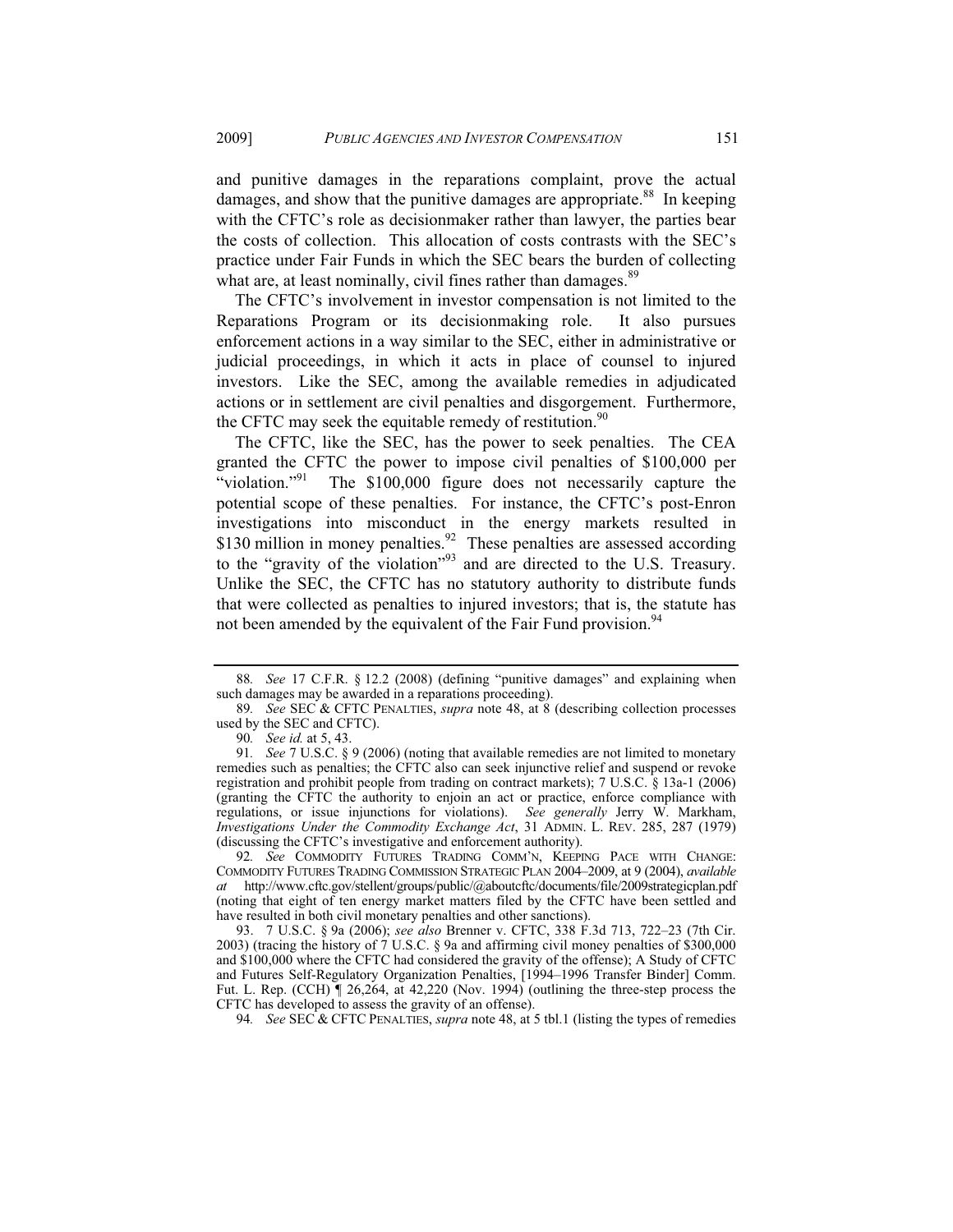and punitive damages in the reparations complaint, prove the actual damages, and show that the punitive damages are appropriate.[88] In keeping with the CFTC's role as decisionmaker rather than lawyer, the parties bear the costs of collection. This allocation of costs contrasts with the SEC's practice under Fair Funds in which the SEC bears the burden of collecting what are, at least nominally, civil fines rather than damages.[89]

The CFTC's involvement in investor compensation is not limited to the Reparations Program or its decisionmaking role. It also pursues enforcement actions in a way similar to the SEC, either in administrative or judicial proceedings, in which it acts in place of counsel to injured investors. Like the SEC, among the available remedies in adjudicated actions or in settlement are civil penalties and disgorgement. Furthermore, the CFTC may seek the equitable remedy of restitution.[90]

The CFTC, like the SEC, has the power to seek penalties. The CEA granted the CFTC the power to impose civil penalties of $100,000 per "violation."[91] The $100,000 figure does not necessarily capture the potential scope of these penalties. For instance, the CFTC's post-Enron investigations into misconduct in the energy markets resulted in $130 million in money penalties.[92] These penalties are assessed according to the "gravity of the violation"[93] and are directed to the U.S. Treasury. Unlike the SEC, the CFTC has no statutory authority to distribute funds that were collected as penalties to injured investors; that is, the statute has not been amended by the equivalent of the Fair Fund provision.[94]

---

88. *See* 17 C.F.R. § 12.2 (2008) (defining "punitive damages" and explaining when such damages may be awarded in a reparations proceeding).

89. *See* SEC & CFTC PENALTIES, *supra* note 48, at 8 (describing collection processes used by the SEC and CFTC).

90. *See id.* at 5, 43.

91. *See* 7 U.S.C. § 9 (2006) (noting that available remedies are not limited to monetary remedies such as penalties; the CFTC also can seek injunctive relief and suspend or revoke registration and prohibit people from trading on contract markets); 7 U.S.C. § 13a-1 (2006) (granting the CFTC the authority to enjoin an act or practice, enforce compliance with regulations, or issue injunctions for violations). *See generally* Jerry W. Markham, *Investigations Under the Commodity Exchange Act*, 31 ADMIN. L. REV. 285, 287 (1979) (discussing the CFTC's investigative and enforcement authority).

92. *See* COMMODITY FUTURES TRADING COMM'N, KEEPING PACE WITH CHANGE: COMMODITY FUTURES TRADING COMMISSION STRATEGIC PLAN 2004–2009, at 9 (2004), *available at* http://www.cftc.gov/stellent/groups/public/@aboutcftc/documents/file/2009strategicplan.pdf (noting that eight of ten energy market matters filed by the CFTC have been settled and have resulted in both civil monetary penalties and other sanctions).

93. 7 U.S.C. § 9a (2006); *see also* Brenner v. CFTC, 338 F.3d 713, 722–23 (7th Cir. 2003) (tracing the history of 7 U.S.C. § 9a and affirming civil money penalties of $300,000 and $100,000 where the CFTC had considered the gravity of the offense); A Study of CFTC and Futures Self-Regulatory Organization Penalties, [1994–1996 Transfer Binder] Comm. Fut. L. Rep. (CCH) ¶ 26,264, at 42,220 (Nov. 1994) (outlining the three-step process the CFTC has developed to assess the gravity of an offense).

94. *See* SEC & CFTC PENALTIES, *supra* note 48, at 5 tbl.1 (listing the types of remedies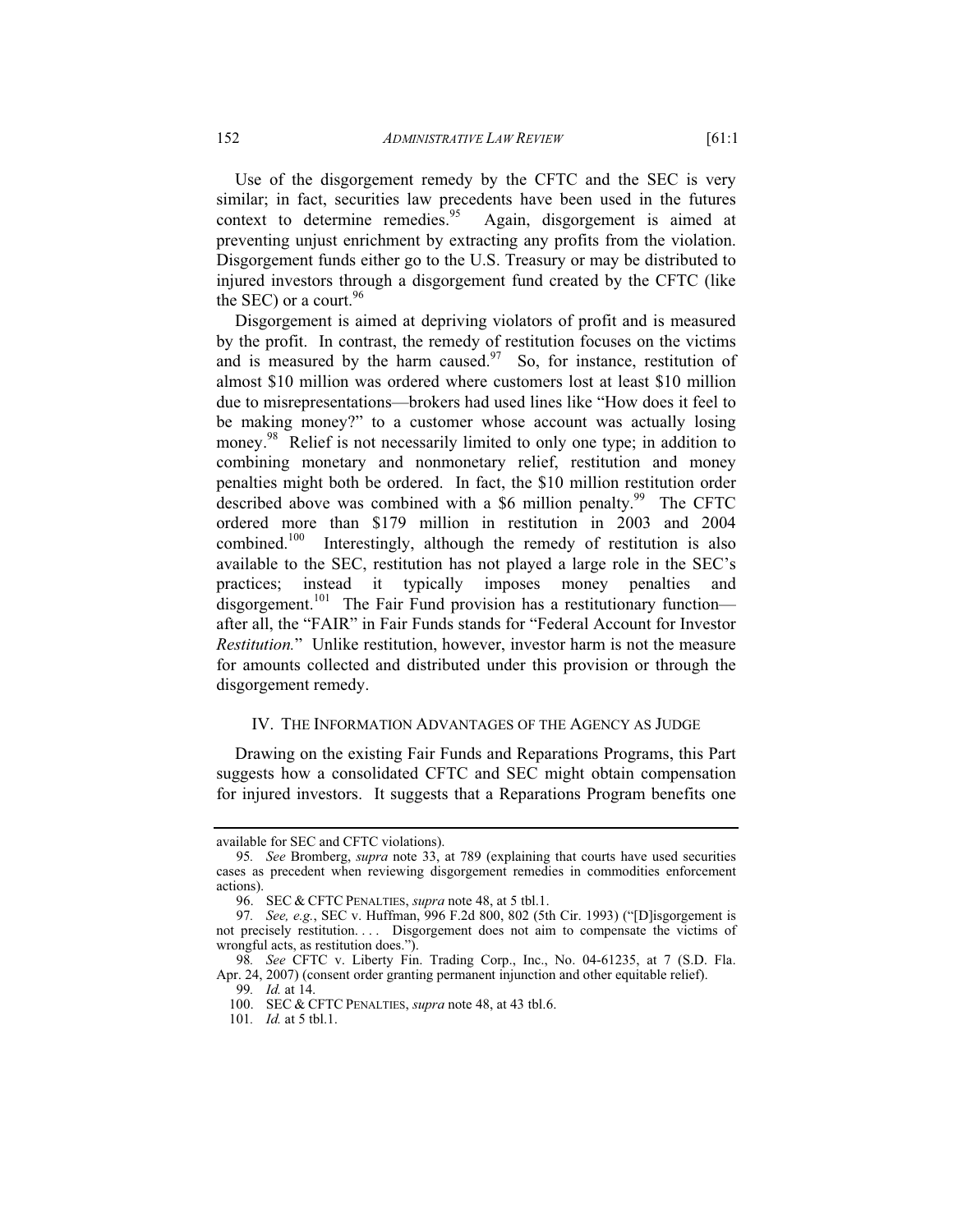Use of the disgorgement remedy by the CFTC and the SEC is very similar; in fact, securities law precedents have been used in the futures context to determine remedies.[95] Again, disgorgement is aimed at preventing unjust enrichment by extracting any profits from the violation. Disgorgement funds either go to the U.S. Treasury or may be distributed to injured investors through a disgorgement fund created by the CFTC (like the SEC) or a court.[96]

Disgorgement is aimed at depriving violators of profit and is measured by the profit. In contrast, the remedy of restitution focuses on the victims and is measured by the harm caused.[97] So, for instance, restitution of almost $10 million was ordered where customers lost at least $10 million due to misrepresentations—brokers had used lines like "How does it feel to be making money?" to a customer whose account was actually losing money.[98] Relief is not necessarily limited to only one type; in addition to combining monetary and nonmonetary relief, restitution and money penalties might both be ordered. In fact, the $10 million restitution order described above was combined with a $6 million penalty.[99] The CFTC ordered more than $179 million in restitution in 2003 and 2004 combined.[100] Interestingly, although the remedy of restitution is also available to the SEC, restitution has not played a large role in the SEC's practices; instead it typically imposes money penalties and disgorgement.[101] The Fair Fund provision has a restitutionary function—after all, the "FAIR" in Fair Funds stands for "Federal Account for Investor *Restitution.*" Unlike restitution, however, investor harm is not the measure for amounts collected and distributed under this provision or through the disgorgement remedy.

## IV. The Information Advantages of the Agency as Judge

Drawing on the existing Fair Funds and Reparations Programs, this Part suggests how a consolidated CFTC and SEC might obtain compensation for injured investors. It suggests that a Reparations Program benefits one

---

available for SEC and CFTC violations).

95. *See* Bromberg, *supra* note 33, at 789 (explaining that courts have used securities cases as precedent when reviewing disgorgement remedies in commodities enforcement actions).

96. SEC & CFTC Penalties, *supra* note 48, at 5 tbl.1.

97. *See, e.g.*, SEC v. Huffman, 996 F.2d 800, 802 (5th Cir. 1993) ("[D]isgorgement is not precisely restitution. . . . Disgorgement does not aim to compensate the victims of wrongful acts, as restitution does.").

98. *See* CFTC v. Liberty Fin. Trading Corp., Inc., No. 04-61235, at 7 (S.D. Fla. Apr. 24, 2007) (consent order granting permanent injunction and other equitable relief).

99. *Id.* at 14.

100. SEC & CFTC Penalties, *supra* note 48, at 43 tbl.6.

101. *Id.* at 5 tbl.1.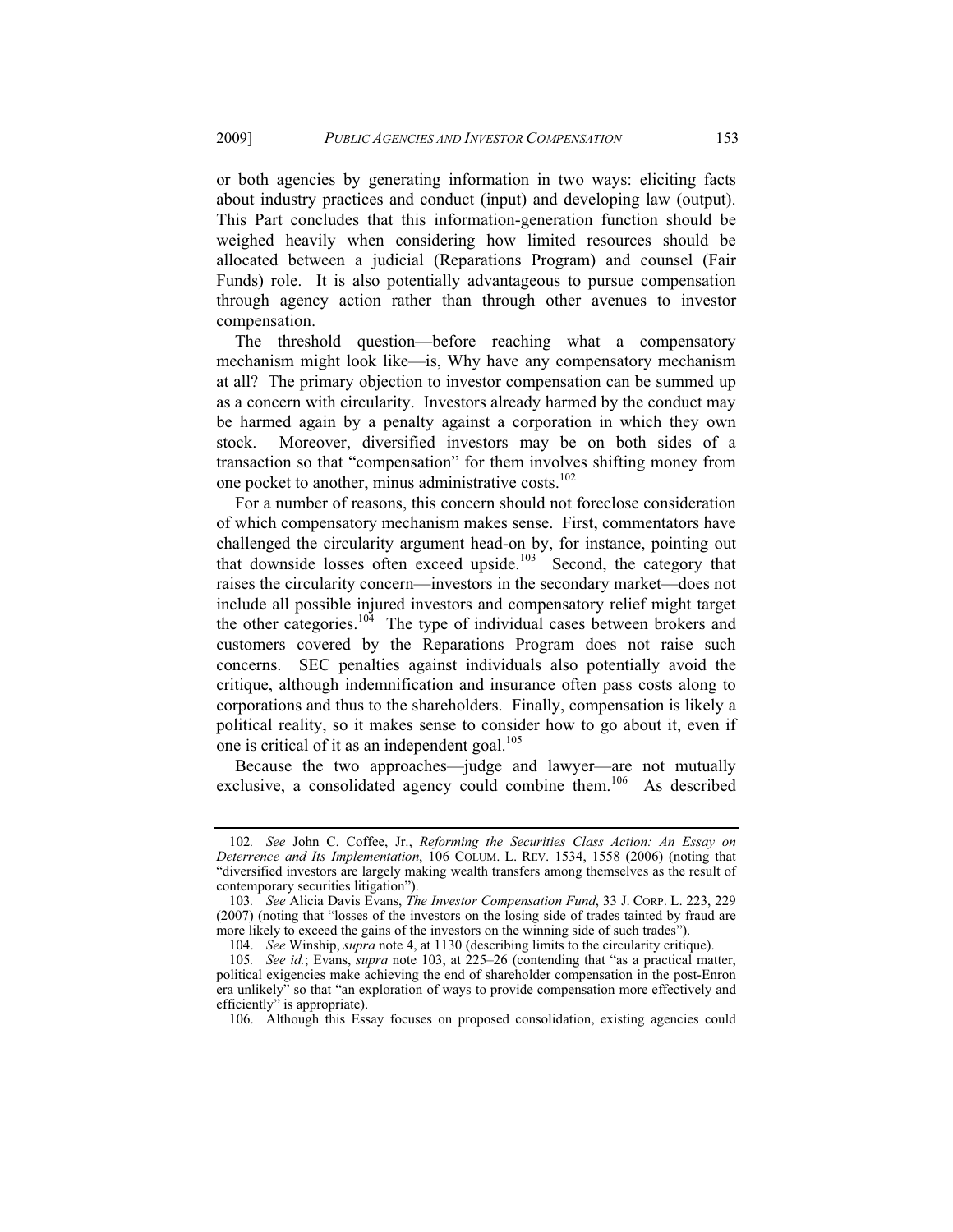or both agencies by generating information in two ways: eliciting facts about industry practices and conduct (input) and developing law (output). This Part concludes that this information-generation function should be weighed heavily when considering how limited resources should be allocated between a judicial (Reparations Program) and counsel (Fair Funds) role. It is also potentially advantageous to pursue compensation through agency action rather than through other avenues to investor compensation.

The threshold question—before reaching what a compensatory mechanism might look like—is, Why have any compensatory mechanism at all? The primary objection to investor compensation can be summed up as a concern with circularity. Investors already harmed by the conduct may be harmed again by a penalty against a corporation in which they own stock. Moreover, diversified investors may be on both sides of a transaction so that "compensation" for them involves shifting money from one pocket to another, minus administrative costs.[102]

For a number of reasons, this concern should not foreclose consideration of which compensatory mechanism makes sense. First, commentators have challenged the circularity argument head-on by, for instance, pointing out that downside losses often exceed upside.[103] Second, the category that raises the circularity concern—investors in the secondary market—does not include all possible injured investors and compensatory relief might target the other categories.[104] The type of individual cases between brokers and customers covered by the Reparations Program does not raise such concerns. SEC penalties against individuals also potentially avoid the critique, although indemnification and insurance often pass costs along to corporations and thus to the shareholders. Finally, compensation is likely a political reality, so it makes sense to consider how to go about it, even if one is critical of it as an independent goal.[105]

Because the two approaches—judge and lawyer—are not mutually exclusive, a consolidated agency could combine them.[106] As described

---

102. *See* John C. Coffee, Jr., *Reforming the Securities Class Action: An Essay on Deterrence and Its Implementation*, 106 COLUM. L. REV. 1534, 1558 (2006) (noting that "diversified investors are largely making wealth transfers among themselves as the result of contemporary securities litigation").

103. *See* Alicia Davis Evans, *The Investor Compensation Fund*, 33 J. CORP. L. 223, 229 (2007) (noting that "losses of the investors on the losing side of trades tainted by fraud are more likely to exceed the gains of the investors on the winning side of such trades").

104. *See* Winship, *supra* note 4, at 1130 (describing limits to the circularity critique).

105. *See id.*; Evans, *supra* note 103, at 225–26 (contending that "as a practical matter, political exigencies make achieving the end of shareholder compensation in the post-Enron era unlikely" so that "an exploration of ways to provide compensation more effectively and efficiently" is appropriate).

106. Although this Essay focuses on proposed consolidation, existing agencies could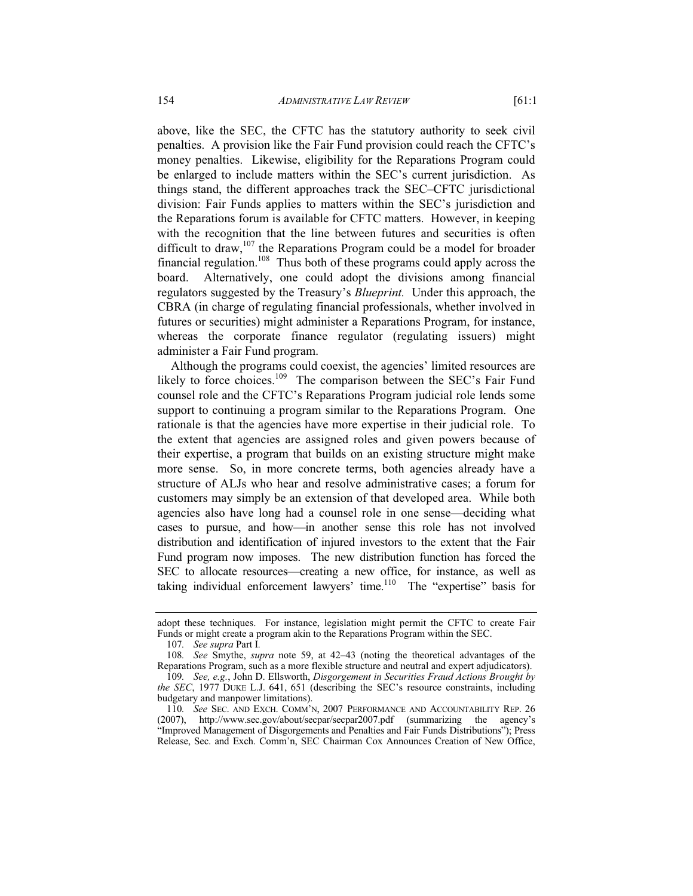above, like the SEC, the CFTC has the statutory authority to seek civil penalties. A provision like the Fair Fund provision could reach the CFTC's money penalties. Likewise, eligibility for the Reparations Program could be enlarged to include matters within the SEC's current jurisdiction. As things stand, the different approaches track the SEC–CFTC jurisdictional division: Fair Funds applies to matters within the SEC's jurisdiction and the Reparations forum is available for CFTC matters. However, in keeping with the recognition that the line between futures and securities is often difficult to draw,[107] the Reparations Program could be a model for broader financial regulation.[108] Thus both of these programs could apply across the board. Alternatively, one could adopt the divisions among financial regulators suggested by the Treasury's *Blueprint*. Under this approach, the CBRA (in charge of regulating financial professionals, whether involved in futures or securities) might administer a Reparations Program, for instance, whereas the corporate finance regulator (regulating issuers) might administer a Fair Fund program.

Although the programs could coexist, the agencies' limited resources are likely to force choices.[109] The comparison between the SEC's Fair Fund counsel role and the CFTC's Reparations Program judicial role lends some support to continuing a program similar to the Reparations Program. One rationale is that the agencies have more expertise in their judicial role. To the extent that agencies are assigned roles and given powers because of their expertise, a program that builds on an existing structure might make more sense. So, in more concrete terms, both agencies already have a structure of ALJs who hear and resolve administrative cases; a forum for customers may simply be an extension of that developed area. While both agencies also have long had a counsel role in one sense—deciding what cases to pursue, and how—in another sense this role has not involved distribution and identification of injured investors to the extent that the Fair Fund program now imposes. The new distribution function has forced the SEC to allocate resources—creating a new office, for instance, as well as taking individual enforcement lawyers' time.[110] The "expertise" basis for

---

adopt these techniques. For instance, legislation might permit the CFTC to create Fair Funds or might create a program akin to the Reparations Program within the SEC.

107. *See supra* Part I.

108. *See* Smythe, *supra* note 59, at 42–43 (noting the theoretical advantages of the Reparations Program, such as a more flexible structure and neutral and expert adjudicators).

109. *See, e.g.*, John D. Ellsworth, *Disgorgement in Securities Fraud Actions Brought by the SEC*, 1977 DUKE L.J. 641, 651 (describing the SEC's resource constraints, including budgetary and manpower limitations).

110. *See* SEC. AND EXCH. COMM'N, 2007 PERFORMANCE AND ACCOUNTABILITY REP. 26 (2007), http://www.sec.gov/about/secpar/secpar2007.pdf (summarizing the agency's "Improved Management of Disgorgements and Penalties and Fair Funds Distributions"); Press Release, Sec. and Exch. Comm'n, SEC Chairman Cox Announces Creation of New Office,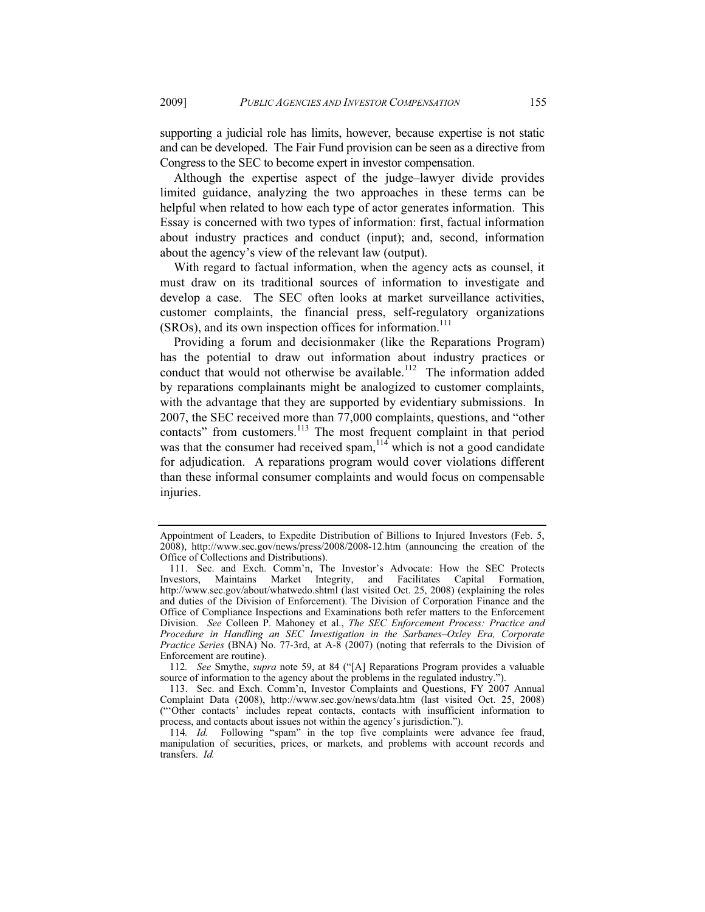supporting a judicial role has limits, however, because expertise is not static and can be developed. The Fair Fund provision can be seen as a directive from Congress to the SEC to become expert in investor compensation.

Although the expertise aspect of the judge–lawyer divide provides limited guidance, analyzing the two approaches in these terms can be helpful when related to how each type of actor generates information. This Essay is concerned with two types of information: first, factual information about industry practices and conduct (input); and, second, information about the agency's view of the relevant law (output).

With regard to factual information, when the agency acts as counsel, it must draw on its traditional sources of information to investigate and develop a case. The SEC often looks at market surveillance activities, customer complaints, the financial press, self-regulatory organizations (SROs), and its own inspection offices for information.[111]

Providing a forum and decisionmaker (like the Reparations Program) has the potential to draw out information about industry practices or conduct that would not otherwise be available.[112] The information added by reparations complainants might be analogized to customer complaints, with the advantage that they are supported by evidentiary submissions. In 2007, the SEC received more than 77,000 complaints, questions, and "other contacts" from customers.[113] The most frequent complaint in that period was that the consumer had received spam,[114] which is not a good candidate for adjudication. A reparations program would cover violations different than these informal consumer complaints and would focus on compensable injuries.

---

Appointment of Leaders, to Expedite Distribution of Billions to Injured Investors (Feb. 5, 2008), http://www.sec.gov/news/press/2008/2008-12.htm (announcing the creation of the Office of Collections and Distributions).

111. Sec. and Exch. Comm'n, The Investor's Advocate: How the SEC Protects Investors, Maintains Market Integrity, and Facilitates Capital Formation, http://www.sec.gov/about/whatwedo.shtml (last visited Oct. 25, 2008) (explaining the roles and duties of the Division of Enforcement). The Division of Corporation Finance and the Office of Compliance Inspections and Examinations both refer matters to the Enforcement Division. *See* Colleen P. Mahoney et al., *The SEC Enforcement Process: Practice and Procedure in Handling an SEC Investigation in the Sarbanes–Oxley Era, Corporate Practice Series* (BNA) No. 77-3rd, at A-8 (2007) (noting that referrals to the Division of Enforcement are routine).

112. *See* Smythe, *supra* note 59, at 84 ("[A] Reparations Program provides a valuable source of information to the agency about the problems in the regulated industry.").

113. Sec. and Exch. Comm'n, Investor Complaints and Questions, FY 2007 Annual Complaint Data (2008), http://www.sec.gov/news/data.htm (last visited Oct. 25, 2008) ("'Other contacts' includes repeat contacts, contacts with insufficient information to process, and contacts about issues not within the agency's jurisdiction.").

114. *Id.* Following "spam" in the top five complaints were advance fee fraud, manipulation of securities, prices, or markets, and problems with account records and transfers. *Id.*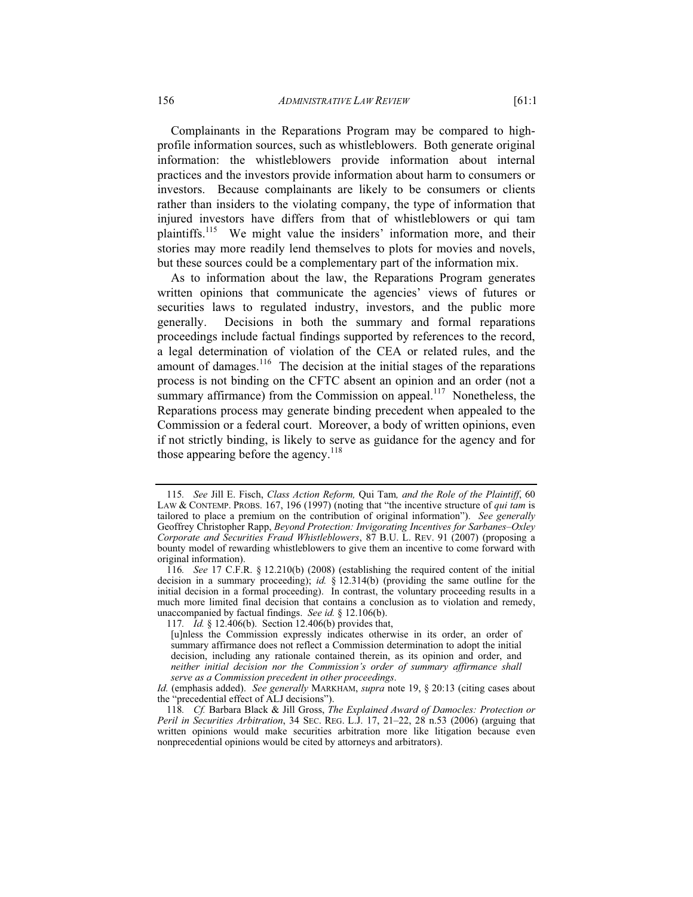Complainants in the Reparations Program may be compared to high-profile information sources, such as whistleblowers. Both generate original information: the whistleblowers provide information about internal practices and the investors provide information about harm to consumers or investors. Because complainants are likely to be consumers or clients rather than insiders to the violating company, the type of information that injured investors have differs from that of whistleblowers or qui tam plaintiffs.[115] We might value the insiders' information more, and their stories may more readily lend themselves to plots for movies and novels, but these sources could be a complementary part of the information mix.

As to information about the law, the Reparations Program generates written opinions that communicate the agencies' views of futures or securities laws to regulated industry, investors, and the public more generally. Decisions in both the summary and formal reparations proceedings include factual findings supported by references to the record, a legal determination of violation of the CEA or related rules, and the amount of damages.[116] The decision at the initial stages of the reparations process is not binding on the CFTC absent an opinion and an order (not a summary affirmance) from the Commission on appeal.[117] Nonetheless, the Reparations process may generate binding precedent when appealed to the Commission or a federal court. Moreover, a body of written opinions, even if not strictly binding, is likely to serve as guidance for the agency and for those appearing before the agency.[118]

---

115. *See* Jill E. Fisch, *Class Action Reform,* Qui Tam*, and the Role of the Plaintiff*, 60 LAW & CONTEMP. PROBS. 167, 196 (1997) (noting that "the incentive structure of *qui tam* is tailored to place a premium on the contribution of original information"). *See generally* Geoffrey Christopher Rapp, *Beyond Protection: Invigorating Incentives for Sarbanes–Oxley Corporate and Securities Fraud Whistleblowers*, 87 B.U. L. REV. 91 (2007) (proposing a bounty model of rewarding whistleblowers to give them an incentive to come forward with original information).

116. *See* 17 C.F.R. § 12.210(b) (2008) (establishing the required content of the initial decision in a summary proceeding); *id.* § 12.314(b) (providing the same outline for the initial decision in a formal proceeding). In contrast, the voluntary proceeding results in a much more limited final decision that contains a conclusion as to violation and remedy, unaccompanied by factual findings. *See id.* § 12.106(b).

117. *Id.* § 12.406(b). Section 12.406(b) provides that,

> [u]nless the Commission expressly indicates otherwise in its order, an order of summary affirmance does not reflect a Commission determination to adopt the initial decision, including any rationale contained therein, as its opinion and order, and *neither initial decision nor the Commission's order of summary affirmance shall serve as a Commission precedent in other proceedings*.

*Id.* (emphasis added). *See generally* MARKHAM, *supra* note 19, § 20:13 (citing cases about the "precedential effect of ALJ decisions").

118. *Cf.* Barbara Black & Jill Gross, *The Explained Award of Damocles: Protection or Peril in Securities Arbitration*, 34 SEC. REG. L.J. 17, 21–22, 28 n.53 (2006) (arguing that written opinions would make securities arbitration more like litigation because even nonprecedential opinions would be cited by attorneys and arbitrators).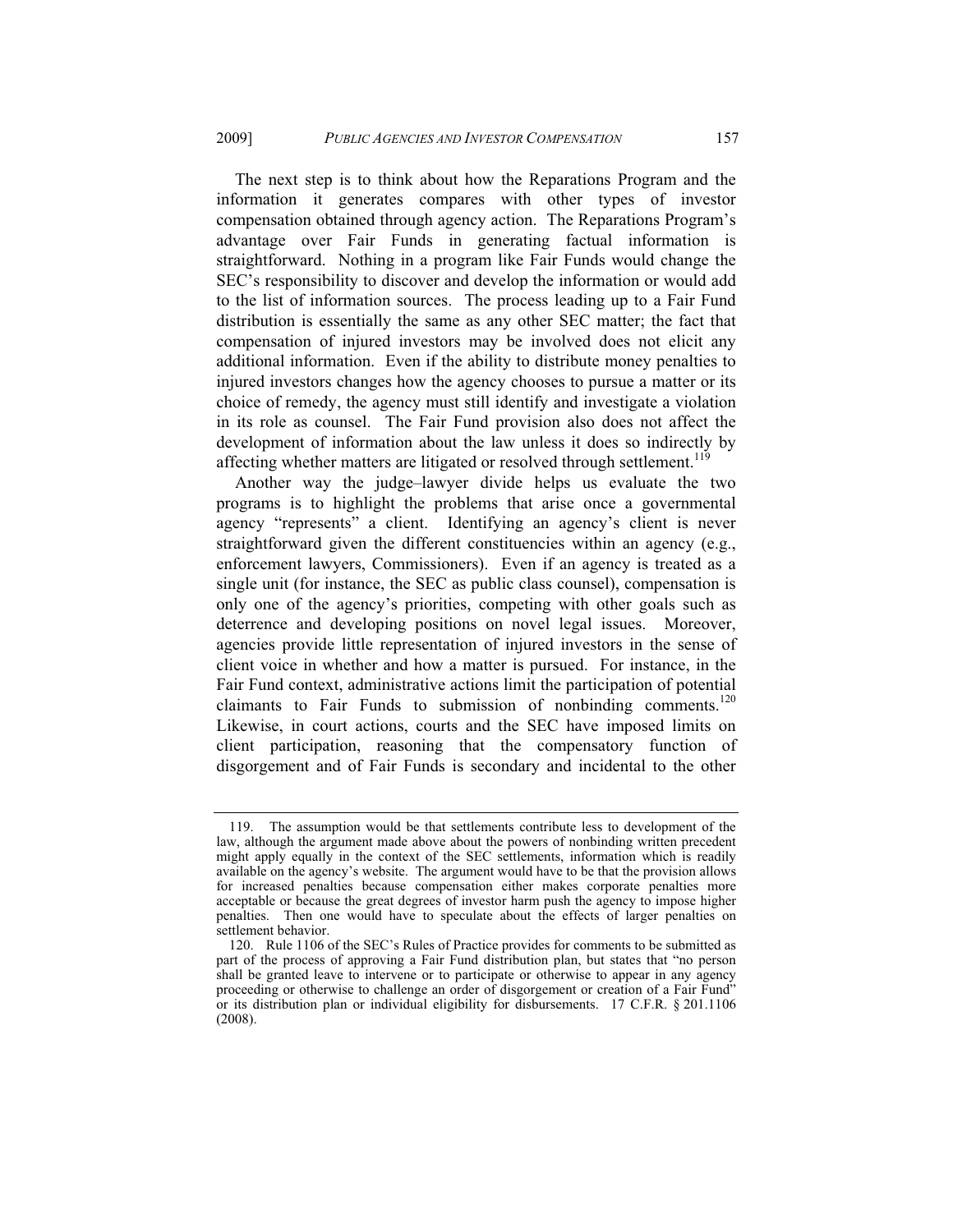The next step is to think about how the Reparations Program and the information it generates compares with other types of investor compensation obtained through agency action. The Reparations Program's advantage over Fair Funds in generating factual information is straightforward. Nothing in a program like Fair Funds would change the SEC's responsibility to discover and develop the information or would add to the list of information sources. The process leading up to a Fair Fund distribution is essentially the same as any other SEC matter; the fact that compensation of injured investors may be involved does not elicit any additional information. Even if the ability to distribute money penalties to injured investors changes how the agency chooses to pursue a matter or its choice of remedy, the agency must still identify and investigate a violation in its role as counsel. The Fair Fund provision also does not affect the development of information about the law unless it does so indirectly by affecting whether matters are litigated or resolved through settlement.[119]

Another way the judge–lawyer divide helps us evaluate the two programs is to highlight the problems that arise once a governmental agency "represents" a client. Identifying an agency's client is never straightforward given the different constituencies within an agency (e.g., enforcement lawyers, Commissioners). Even if an agency is treated as a single unit (for instance, the SEC as public class counsel), compensation is only one of the agency's priorities, competing with other goals such as deterrence and developing positions on novel legal issues. Moreover, agencies provide little representation of injured investors in the sense of client voice in whether and how a matter is pursued. For instance, in the Fair Fund context, administrative actions limit the participation of potential claimants to Fair Funds to submission of nonbinding comments.[120] Likewise, in court actions, courts and the SEC have imposed limits on client participation, reasoning that the compensatory function of disgorgement and of Fair Funds is secondary and incidental to the other

---

119. The assumption would be that settlements contribute less to development of the law, although the argument made above about the powers of nonbinding written precedent might apply equally in the context of the SEC settlements, information which is readily available on the agency's website. The argument would have to be that the provision allows for increased penalties because compensation either makes corporate penalties more acceptable or because the great degrees of investor harm push the agency to impose higher penalties. Then one would have to speculate about the effects of larger penalties on settlement behavior.

120. Rule 1106 of the SEC's Rules of Practice provides for comments to be submitted as part of the process of approving a Fair Fund distribution plan, but states that "no person shall be granted leave to intervene or to participate or otherwise to appear in any agency proceeding or otherwise to challenge an order of disgorgement or creation of a Fair Fund" or its distribution plan or individual eligibility for disbursements. 17 C.F.R. § 201.1106 (2008).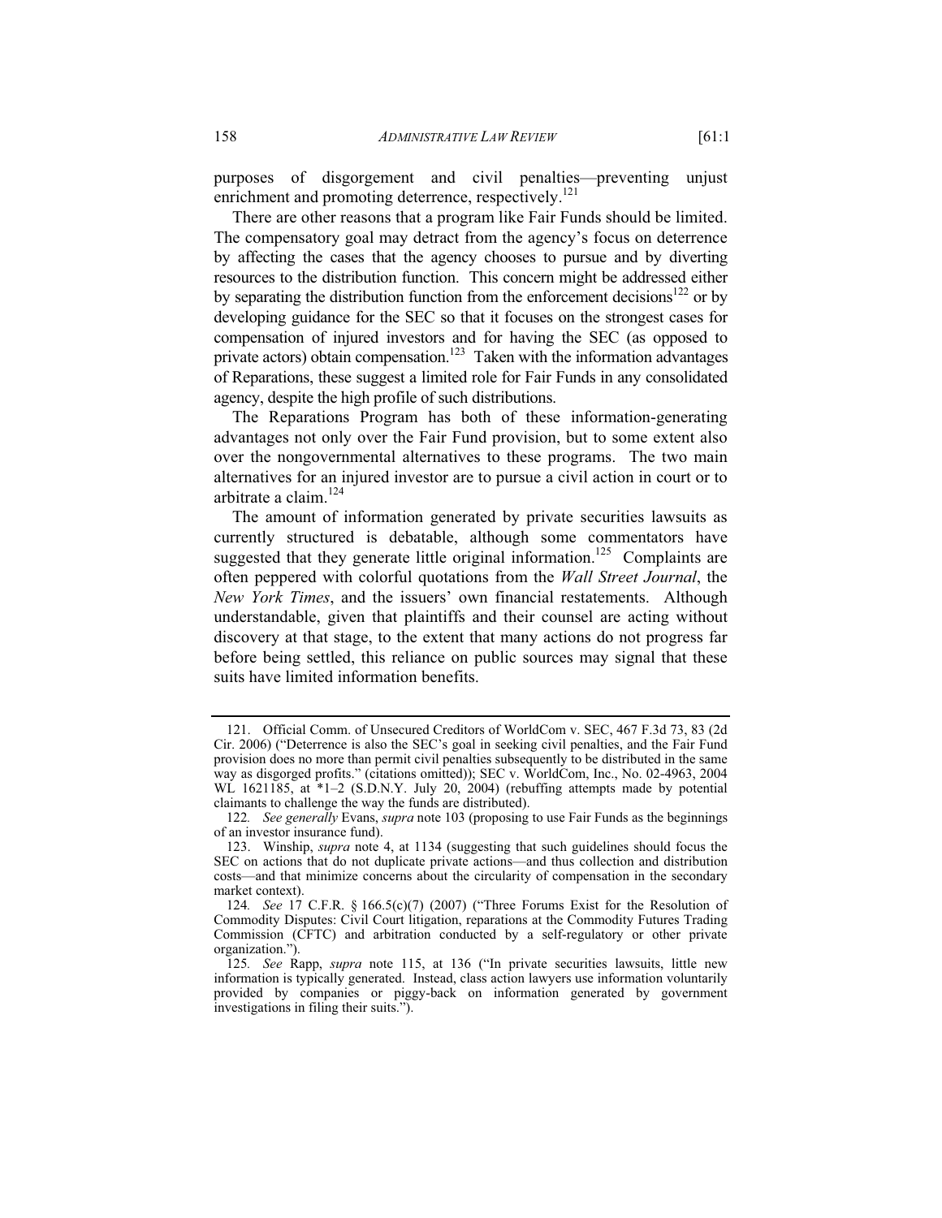purposes of disgorgement and civil penalties—preventing unjust enrichment and promoting deterrence, respectively.[121]

There are other reasons that a program like Fair Funds should be limited. The compensatory goal may detract from the agency's focus on deterrence by affecting the cases that the agency chooses to pursue and by diverting resources to the distribution function. This concern might be addressed either by separating the distribution function from the enforcement decisions[122] or by developing guidance for the SEC so that it focuses on the strongest cases for compensation of injured investors and for having the SEC (as opposed to private actors) obtain compensation.[123] Taken with the information advantages of Reparations, these suggest a limited role for Fair Funds in any consolidated agency, despite the high profile of such distributions.

The Reparations Program has both of these information-generating advantages not only over the Fair Fund provision, but to some extent also over the nongovernmental alternatives to these programs. The two main alternatives for an injured investor are to pursue a civil action in court or to arbitrate a claim.[124]

The amount of information generated by private securities lawsuits as currently structured is debatable, although some commentators have suggested that they generate little original information.[125] Complaints are often peppered with colorful quotations from the *Wall Street Journal*, the *New York Times*, and the issuers' own financial restatements. Although understandable, given that plaintiffs and their counsel are acting without discovery at that stage, to the extent that many actions do not progress far before being settled, this reliance on public sources may signal that these suits have limited information benefits.

---

121. Official Comm. of Unsecured Creditors of WorldCom v. SEC, 467 F.3d 73, 83 (2d Cir. 2006) ("Deterrence is also the SEC's goal in seeking civil penalties, and the Fair Fund provision does no more than permit civil penalties subsequently to be distributed in the same way as disgorged profits." (citations omitted)); SEC v. WorldCom, Inc., No. 02-4963, 2004 WL 1621185, at *1–2 (S.D.N.Y. July 20, 2004) (rebuffing attempts made by potential claimants to challenge the way the funds are distributed).

122. *See generally* Evans, *supra* note 103 (proposing to use Fair Funds as the beginnings of an investor insurance fund).

123. Winship, *supra* note 4, at 1134 (suggesting that such guidelines should focus the SEC on actions that do not duplicate private actions—and thus collection and distribution costs—and that minimize concerns about the circularity of compensation in the secondary market context).

124. *See* 17 C.F.R. § 166.5(c)(7) (2007) ("Three Forums Exist for the Resolution of Commodity Disputes: Civil Court litigation, reparations at the Commodity Futures Trading Commission (CFTC) and arbitration conducted by a self-regulatory or other private organization.").

125. *See* Rapp, *supra* note 115, at 136 ("In private securities lawsuits, little new information is typically generated. Instead, class action lawyers use information voluntarily provided by companies or piggy-back on information generated by government investigations in filing their suits.").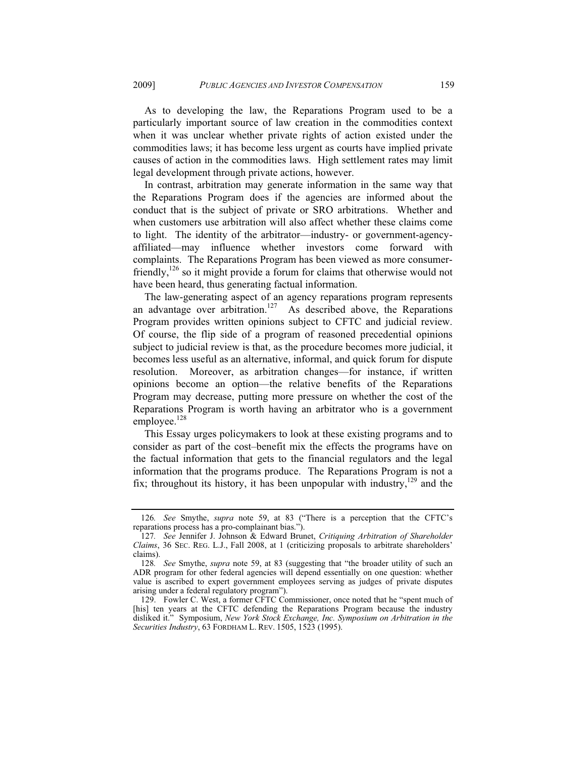As to developing the law, the Reparations Program used to be a particularly important source of law creation in the commodities context when it was unclear whether private rights of action existed under the commodities laws; it has become less urgent as courts have implied private causes of action in the commodities laws. High settlement rates may limit legal development through private actions, however.

In contrast, arbitration may generate information in the same way that the Reparations Program does if the agencies are informed about the conduct that is the subject of private or SRO arbitrations. Whether and when customers use arbitration will also affect whether these claims come to light. The identity of the arbitrator—industry- or government-agency-affiliated—may influence whether investors come forward with complaints. The Reparations Program has been viewed as more consumer-friendly,[126] so it might provide a forum for claims that otherwise would not have been heard, thus generating factual information.

The law-generating aspect of an agency reparations program represents an advantage over arbitration.[127] As described above, the Reparations Program provides written opinions subject to CFTC and judicial review. Of course, the flip side of a program of reasoned precedential opinions subject to judicial review is that, as the procedure becomes more judicial, it becomes less useful as an alternative, informal, and quick forum for dispute resolution. Moreover, as arbitration changes—for instance, if written opinions become an option—the relative benefits of the Reparations Program may decrease, putting more pressure on whether the cost of the Reparations Program is worth having an arbitrator who is a government employee.[128]

This Essay urges policymakers to look at these existing programs and to consider as part of the cost–benefit mix the effects the programs have on the factual information that gets to the financial regulators and the legal information that the programs produce. The Reparations Program is not a fix; throughout its history, it has been unpopular with industry,[129] and the

---

126. *See* Smythe, *supra* note 59, at 83 ("There is a perception that the CFTC's reparations process has a pro-complainant bias.").

127. *See* Jennifer J. Johnson & Edward Brunet, *Critiquing Arbitration of Shareholder Claims*, 36 SEC. REG. L.J., Fall 2008, at 1 (criticizing proposals to arbitrate shareholders' claims).

128. *See* Smythe, *supra* note 59, at 83 (suggesting that "the broader utility of such an ADR program for other federal agencies will depend essentially on one question: whether value is ascribed to expert government employees serving as judges of private disputes arising under a federal regulatory program").

129. Fowler C. West, a former CFTC Commissioner, once noted that he "spent much of [his] ten years at the CFTC defending the Reparations Program because the industry disliked it." Symposium, *New York Stock Exchange, Inc. Symposium on Arbitration in the Securities Industry*, 63 FORDHAM L. REV. 1505, 1523 (1995).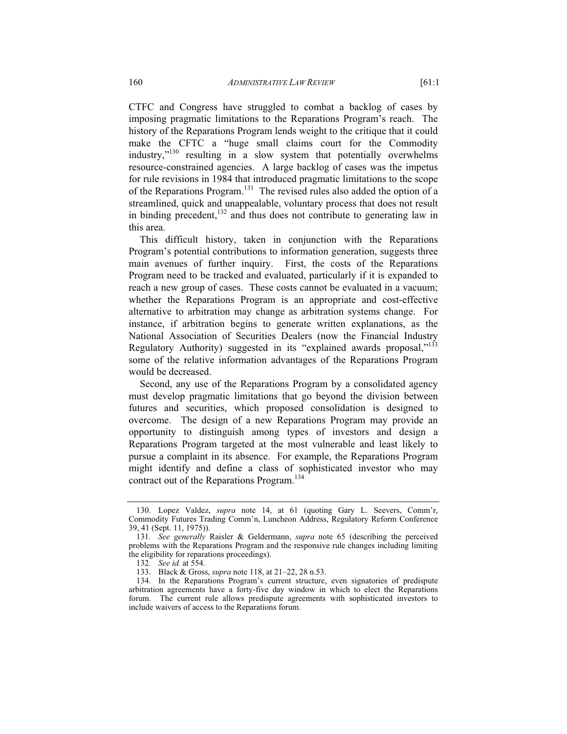CTFC and Congress have struggled to combat a backlog of cases by imposing pragmatic limitations to the Reparations Program's reach. The history of the Reparations Program lends weight to the critique that it could make the CFTC a "huge small claims court for the Commodity industry,"[130] resulting in a slow system that potentially overwhelms resource-constrained agencies. A large backlog of cases was the impetus for rule revisions in 1984 that introduced pragmatic limitations to the scope of the Reparations Program.[131] The revised rules also added the option of a streamlined, quick and unappealable, voluntary process that does not result in binding precedent,[132] and thus does not contribute to generating law in this area.

This difficult history, taken in conjunction with the Reparations Program's potential contributions to information generation, suggests three main avenues of further inquiry. First, the costs of the Reparations Program need to be tracked and evaluated, particularly if it is expanded to reach a new group of cases. These costs cannot be evaluated in a vacuum; whether the Reparations Program is an appropriate and cost-effective alternative to arbitration may change as arbitration systems change. For instance, if arbitration begins to generate written explanations, as the National Association of Securities Dealers (now the Financial Industry Regulatory Authority) suggested in its "explained awards proposal,"[133] some of the relative information advantages of the Reparations Program would be decreased.

Second, any use of the Reparations Program by a consolidated agency must develop pragmatic limitations that go beyond the division between futures and securities, which proposed consolidation is designed to overcome. The design of a new Reparations Program may provide an opportunity to distinguish among types of investors and design a Reparations Program targeted at the most vulnerable and least likely to pursue a complaint in its absence. For example, the Reparations Program might identify and define a class of sophisticated investor who may contract out of the Reparations Program.[134]

---

130. Lopez Valdez, *supra* note 14, at 61 (quoting Gary L. Seevers, Comm'r, Commodity Futures Trading Comm'n, Luncheon Address, Regulatory Reform Conference 39, 41 (Sept. 11, 1975)).

131. *See generally* Raisler & Geldermann, *supra* note 65 (describing the perceived problems with the Reparations Program and the responsive rule changes including limiting the eligibility for reparations proceedings).

132. *See id.* at 554.

133. Black & Gross, *supra* note 118, at 21–22, 28 n.53.

134. In the Reparations Program's current structure, even signatories of predispute arbitration agreements have a forty-five day window in which to elect the Reparations forum. The current rule allows predispute agreements with sophisticated investors to include waivers of access to the Reparations forum.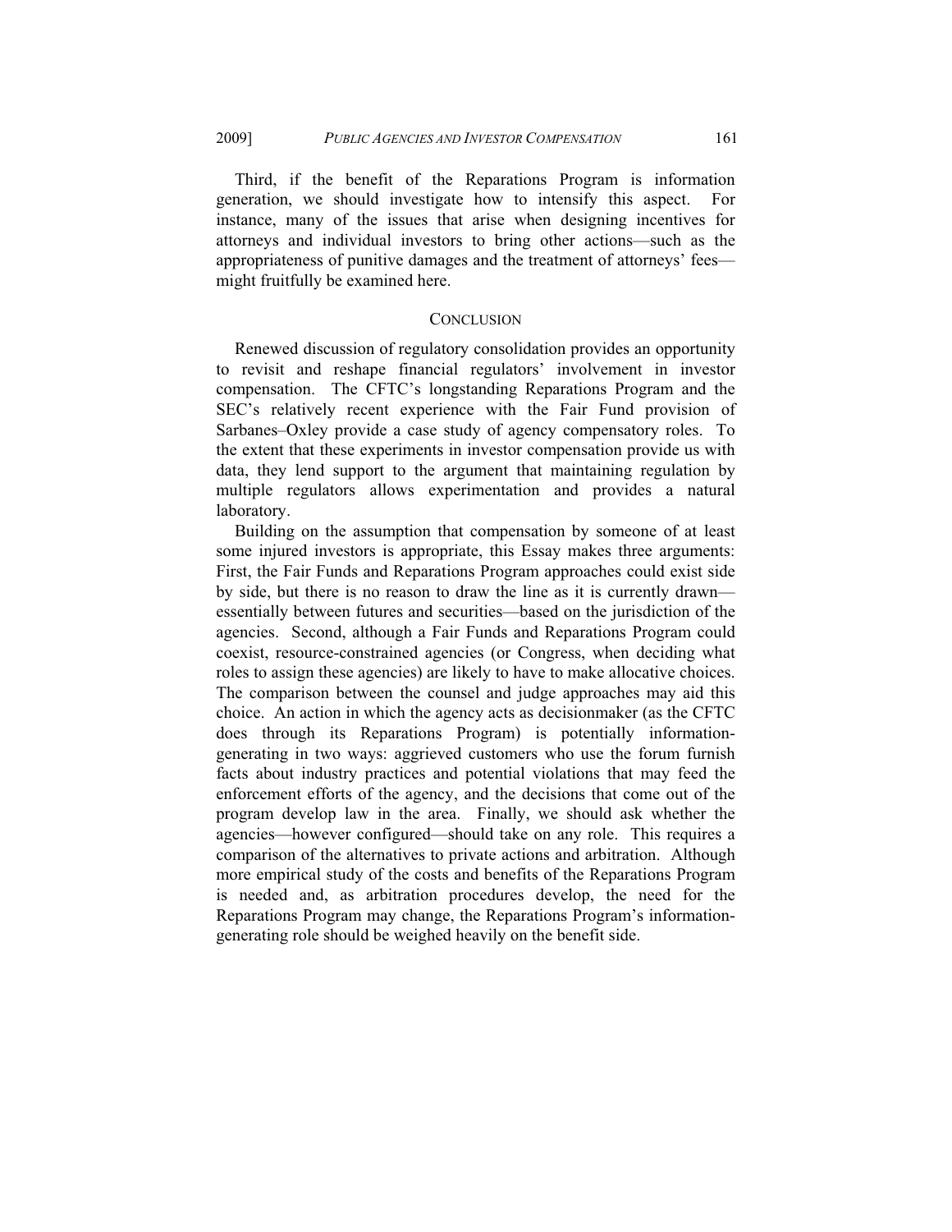Third, if the benefit of the Reparations Program is information generation, we should investigate how to intensify this aspect. For instance, many of the issues that arise when designing incentives for attorneys and individual investors to bring other actions—such as the appropriateness of punitive damages and the treatment of attorneys' fees—might fruitfully be examined here.

## CONCLUSION

Renewed discussion of regulatory consolidation provides an opportunity to revisit and reshape financial regulators' involvement in investor compensation. The CFTC's longstanding Reparations Program and the SEC's relatively recent experience with the Fair Fund provision of Sarbanes–Oxley provide a case study of agency compensatory roles. To the extent that these experiments in investor compensation provide us with data, they lend support to the argument that maintaining regulation by multiple regulators allows experimentation and provides a natural laboratory.

Building on the assumption that compensation by someone of at least some injured investors is appropriate, this Essay makes three arguments: First, the Fair Funds and Reparations Program approaches could exist side by side, but there is no reason to draw the line as it is currently drawn—essentially between futures and securities—based on the jurisdiction of the agencies. Second, although a Fair Funds and Reparations Program could coexist, resource-constrained agencies (or Congress, when deciding what roles to assign these agencies) are likely to have to make allocative choices. The comparison between the counsel and judge approaches may aid this choice. An action in which the agency acts as decisionmaker (as the CFTC does through its Reparations Program) is potentially information-generating in two ways: aggrieved customers who use the forum furnish facts about industry practices and potential violations that may feed the enforcement efforts of the agency, and the decisions that come out of the program develop law in the area. Finally, we should ask whether the agencies—however configured—should take on any role. This requires a comparison of the alternatives to private actions and arbitration. Although more empirical study of the costs and benefits of the Reparations Program is needed and, as arbitration procedures develop, the need for the Reparations Program may change, the Reparations Program's information-generating role should be weighed heavily on the benefit side.